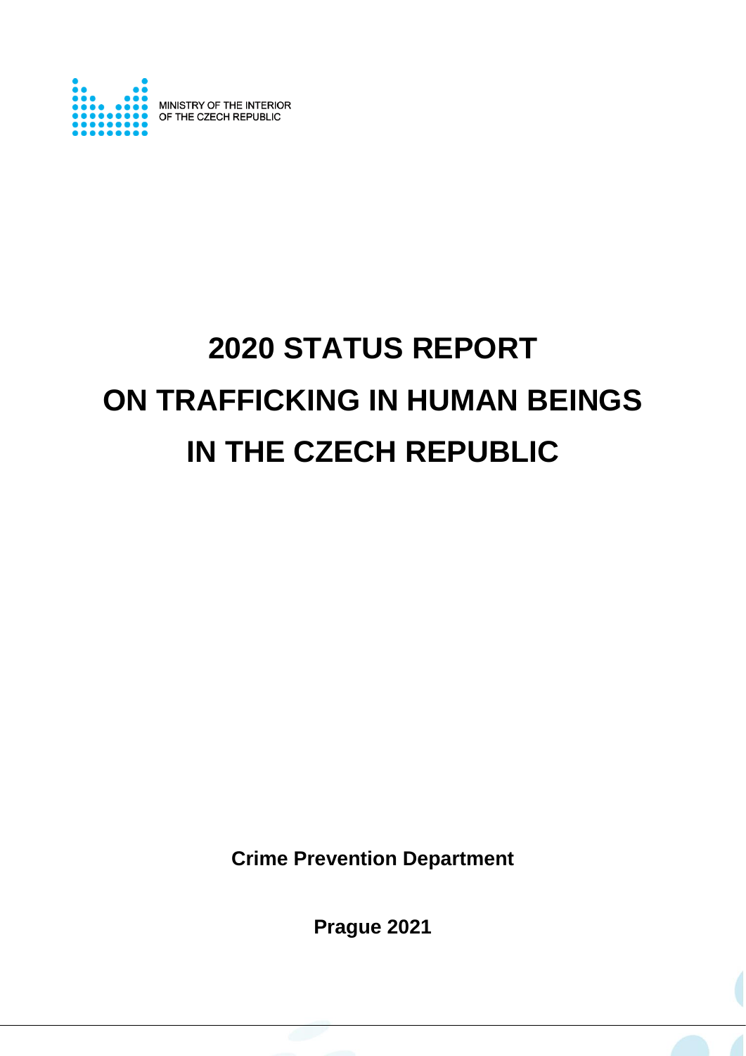MINISTRY OF THE INTERIOR
OF THE CZECH REPUBLIC

# 2020 STATUS REPORT ON TRAFFICKING IN HUMAN BEINGS IN THE CZECH REPUBLIC

**Crime Prevention Department**

**Prague 2021**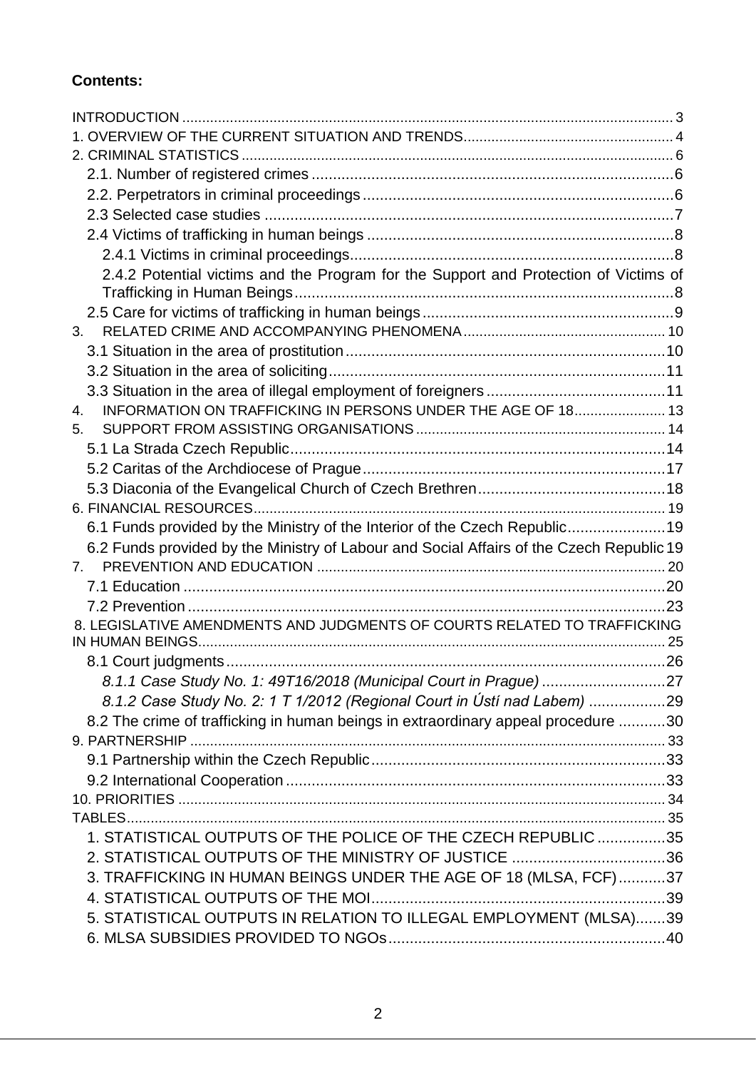**Contents:**

INTRODUCTION ... 3
1. OVERVIEW OF THE CURRENT SITUATION AND TRENDS ... 4
2. CRIMINAL STATISTICS ... 6
   2.1. Number of registered crimes ... 6
   2.2. Perpetrators in criminal proceedings ... 6
   2.3 Selected case studies ... 7
   2.4 Victims of trafficking in human beings ... 8
      2.4.1 Victims in criminal proceedings ... 8
      2.4.2 Potential victims and the Program for the Support and Protection of Victims of Trafficking in Human Beings ... 8
   2.5 Care for victims of trafficking in human beings ... 9
3. RELATED CRIME AND ACCOMPANYING PHENOMENA ... 10
   3.1 Situation in the area of prostitution ... 10
   3.2 Situation in the area of soliciting ... 11
   3.3 Situation in the area of illegal employment of foreigners ... 11
4. INFORMATION ON TRAFFICKING IN PERSONS UNDER THE AGE OF 18 ... 13
5. SUPPORT FROM ASSISTING ORGANISATIONS ... 14
   5.1 La Strada Czech Republic ... 14
   5.2 Caritas of the Archdiocese of Prague ... 17
   5.3 Diaconia of the Evangelical Church of Czech Brethren ... 18
6. FINANCIAL RESOURCES ... 19
   6.1 Funds provided by the Ministry of the Interior of the Czech Republic ... 19
   6.2 Funds provided by the Ministry of Labour and Social Affairs of the Czech Republic ... 19
7. PREVENTION AND EDUCATION ... 20
   7.1 Education ... 20
   7.2 Prevention ... 23
8. LEGISLATIVE AMENDMENTS AND JUDGMENTS OF COURTS RELATED TO TRAFFICKING IN HUMAN BEINGS ... 25
   8.1 Court judgments ... 26
      *8.1.1 Case Study No. 1: 49T16/2018 (Municipal Court in Prague)* ... 27
      *8.1.2 Case Study No. 2: 1 T 1/2012 (Regional Court in Ústí nad Labem)* ... 29
   8.2 The crime of trafficking in human beings in extraordinary appeal procedure ... 30
9. PARTNERSHIP ... 33
   9.1 Partnership within the Czech Republic ... 33
   9.2 International Cooperation ... 33
10. PRIORITIES ... 34
TABLES ... 35
   1. STATISTICAL OUTPUTS OF THE POLICE OF THE CZECH REPUBLIC ... 35
   2. STATISTICAL OUTPUTS OF THE MINISTRY OF JUSTICE ... 36
   3. TRAFFICKING IN HUMAN BEINGS UNDER THE AGE OF 18 (MLSA, FCF) ... 37
   4. STATISTICAL OUTPUTS OF THE MOI ... 39
   5. STATISTICAL OUTPUTS IN RELATION TO ILLEGAL EMPLOYMENT (MLSA) ... 39
   6. MLSA SUBSIDIES PROVIDED TO NGOs ... 40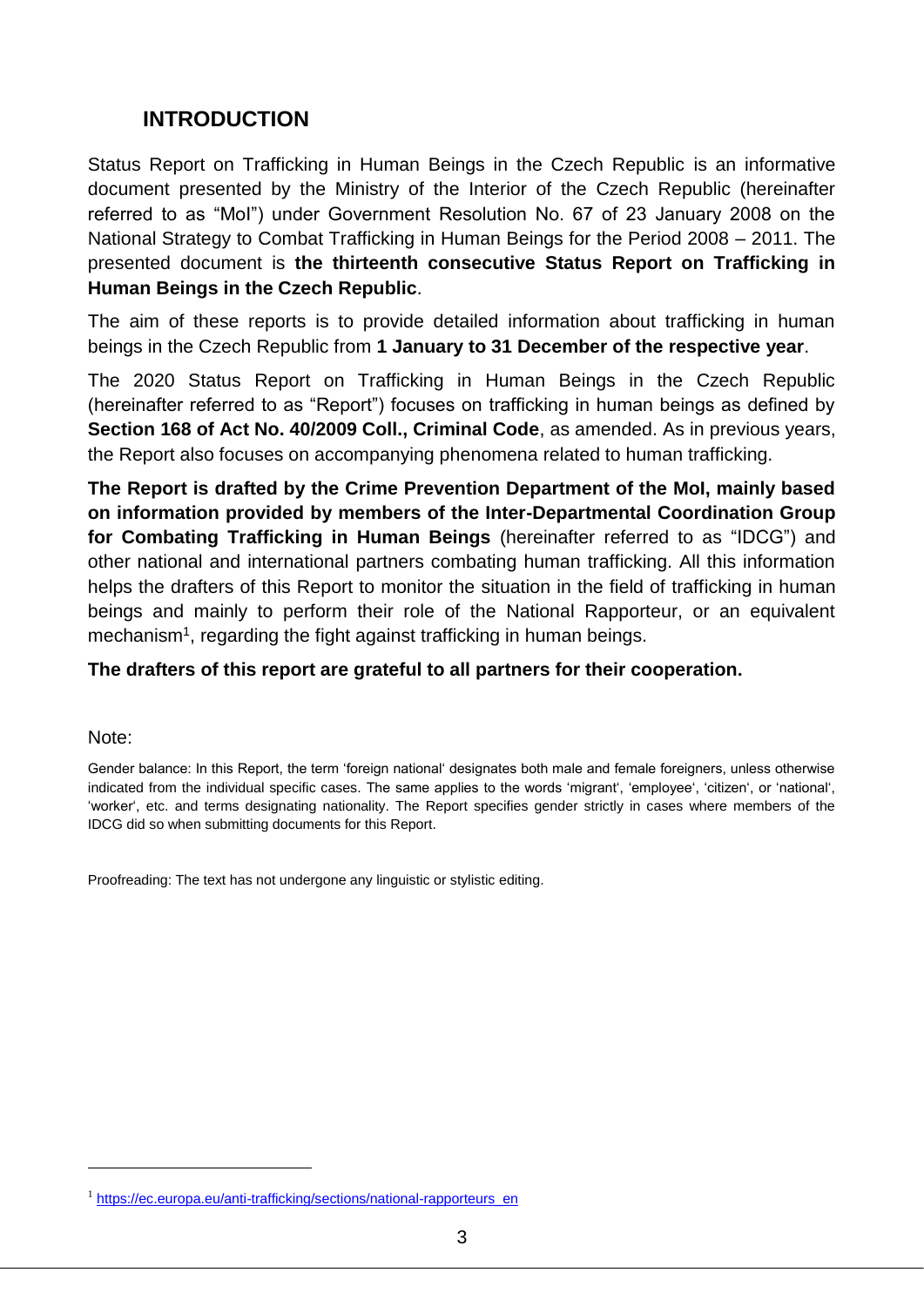## INTRODUCTION

Status Report on Trafficking in Human Beings in the Czech Republic is an informative document presented by the Ministry of the Interior of the Czech Republic (hereinafter referred to as "MoI") under Government Resolution No. 67 of 23 January 2008 on the National Strategy to Combat Trafficking in Human Beings for the Period 2008 – 2011. The presented document is **the thirteenth consecutive Status Report on Trafficking in Human Beings in the Czech Republic**.

The aim of these reports is to provide detailed information about trafficking in human beings in the Czech Republic from **1 January to 31 December of the respective year**.

The 2020 Status Report on Trafficking in Human Beings in the Czech Republic (hereinafter referred to as "Report") focuses on trafficking in human beings as defined by **Section 168 of Act No. 40/2009 Coll., Criminal Code**, as amended. As in previous years, the Report also focuses on accompanying phenomena related to human trafficking.

**The Report is drafted by the Crime Prevention Department of the MoI, mainly based on information provided by members of the Inter-Departmental Coordination Group for Combating Trafficking in Human Beings** (hereinafter referred to as "IDCG") and other national and international partners combating human trafficking. All this information helps the drafters of this Report to monitor the situation in the field of trafficking in human beings and mainly to perform their role of the National Rapporteur, or an equivalent mechanism[1], regarding the fight against trafficking in human beings.

**The drafters of this report are grateful to all partners for their cooperation.**

Note:

Gender balance: In this Report, the term 'foreign national' designates both male and female foreigners, unless otherwise indicated from the individual specific cases. The same applies to the words 'migrant', 'employee', 'citizen', or 'national', 'worker', etc. and terms designating nationality. The Report specifies gender strictly in cases where members of the IDCG did so when submitting documents for this Report.

Proofreading: The text has not undergone any linguistic or stylistic editing.

[1] https://ec.europa.eu/anti-trafficking/sections/national-rapporteurs_en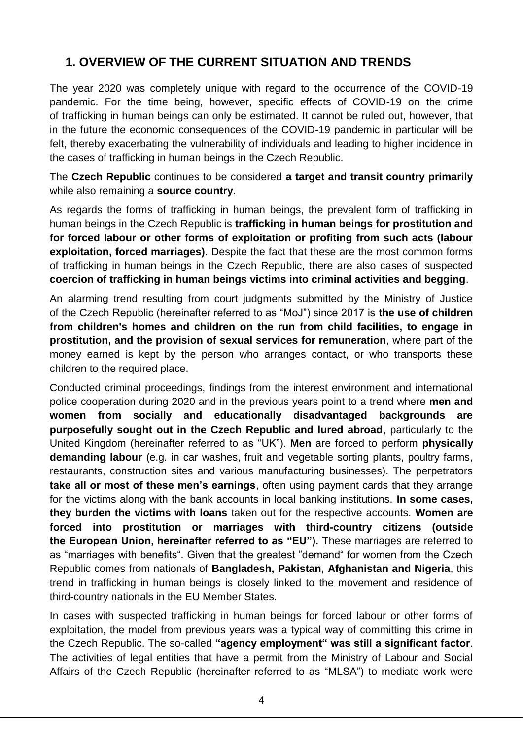## 1. OVERVIEW OF THE CURRENT SITUATION AND TRENDS

The year 2020 was completely unique with regard to the occurrence of the COVID-19 pandemic. For the time being, however, specific effects of COVID-19 on the crime of trafficking in human beings can only be estimated. It cannot be ruled out, however, that in the future the economic consequences of the COVID-19 pandemic in particular will be felt, thereby exacerbating the vulnerability of individuals and leading to higher incidence in the cases of trafficking in human beings in the Czech Republic.

The **Czech Republic** continues to be considered **a target and transit country primarily** while also remaining a **source country**.

As regards the forms of trafficking in human beings, the prevalent form of trafficking in human beings in the Czech Republic is **trafficking in human beings for prostitution and for forced labour or other forms of exploitation or profiting from such acts (labour exploitation, forced marriages)**. Despite the fact that these are the most common forms of trafficking in human beings in the Czech Republic, there are also cases of suspected **coercion of trafficking in human beings victims into criminal activities and begging**.

An alarming trend resulting from court judgments submitted by the Ministry of Justice of the Czech Republic (hereinafter referred to as "MoJ") since 2017 is **the use of children from children's homes and children on the run from child facilities, to engage in prostitution, and the provision of sexual services for remuneration**, where part of the money earned is kept by the person who arranges contact, or who transports these children to the required place.

Conducted criminal proceedings, findings from the interest environment and international police cooperation during 2020 and in the previous years point to a trend where **men and women from socially and educationally disadvantaged backgrounds are purposefully sought out in the Czech Republic and lured abroad**, particularly to the United Kingdom (hereinafter referred to as "UK"). **Men** are forced to perform **physically demanding labour** (e.g. in car washes, fruit and vegetable sorting plants, poultry farms, restaurants, construction sites and various manufacturing businesses). The perpetrators **take all or most of these men's earnings**, often using payment cards that they arrange for the victims along with the bank accounts in local banking institutions. **In some cases, they burden the victims with loans** taken out for the respective accounts. **Women are forced into prostitution or marriages with third-country citizens (outside the European Union, hereinafter referred to as "EU").** These marriages are referred to as "marriages with benefits". Given that the greatest "demand" for women from the Czech Republic comes from nationals of **Bangladesh, Pakistan, Afghanistan and Nigeria**, this trend in trafficking in human beings is closely linked to the movement and residence of third-country nationals in the EU Member States.

In cases with suspected trafficking in human beings for forced labour or other forms of exploitation, the model from previous years was a typical way of committing this crime in the Czech Republic. The so-called **"agency employment" was still a significant factor**. The activities of legal entities that have a permit from the Ministry of Labour and Social Affairs of the Czech Republic (hereinafter referred to as "MLSA") to mediate work were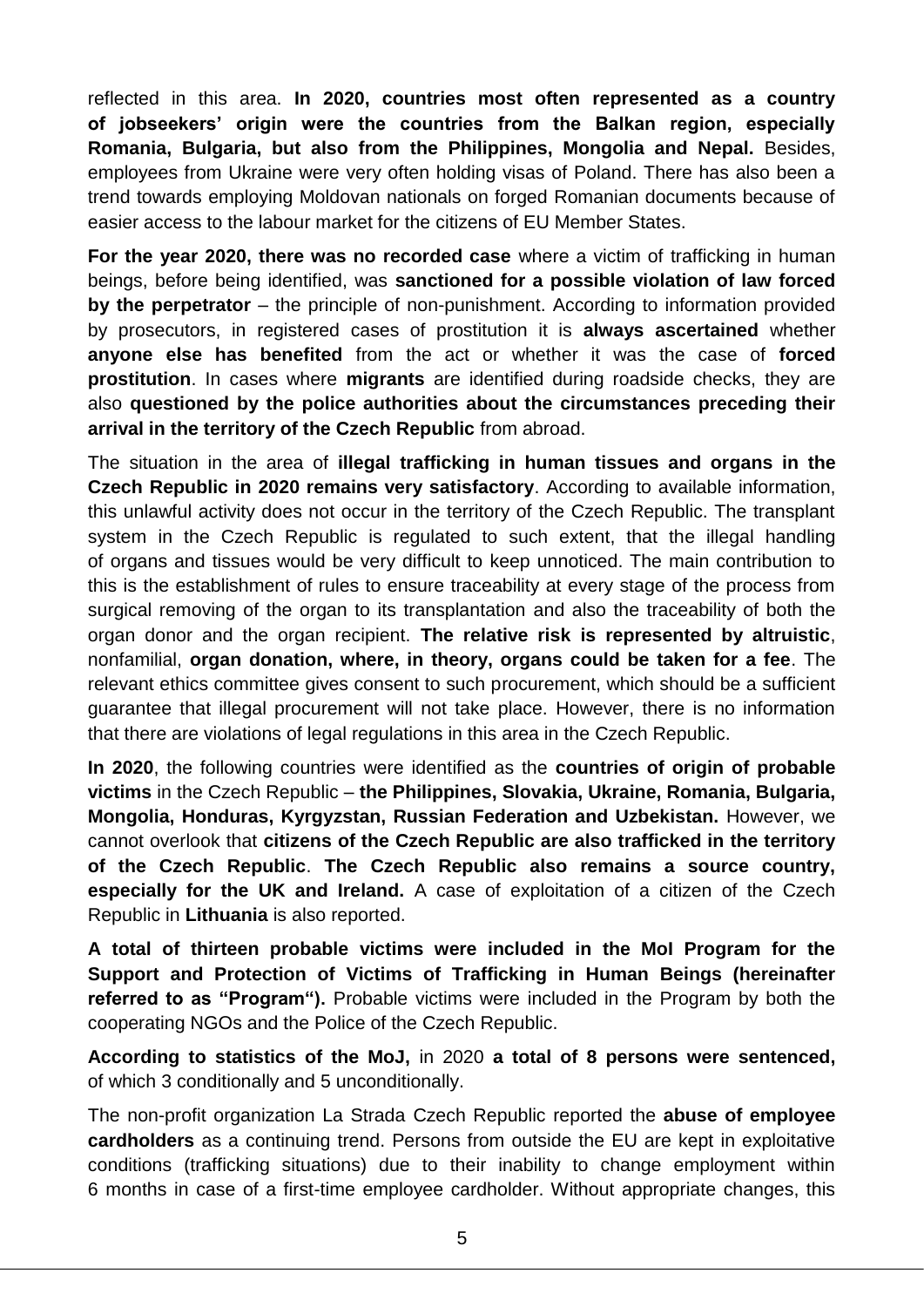reflected in this area. **In 2020, countries most often represented as a country of jobseekers' origin were the countries from the Balkan region, especially Romania, Bulgaria, but also from the Philippines, Mongolia and Nepal.** Besides, employees from Ukraine were very often holding visas of Poland. There has also been a trend towards employing Moldovan nationals on forged Romanian documents because of easier access to the labour market for the citizens of EU Member States.

**For the year 2020, there was no recorded case** where a victim of trafficking in human beings, before being identified, was **sanctioned for a possible violation of law forced by the perpetrator** – the principle of non-punishment. According to information provided by prosecutors, in registered cases of prostitution it is **always ascertained** whether **anyone else has benefited** from the act or whether it was the case of **forced prostitution**. In cases where **migrants** are identified during roadside checks, they are also **questioned by the police authorities about the circumstances preceding their arrival in the territory of the Czech Republic** from abroad.

The situation in the area of **illegal trafficking in human tissues and organs in the Czech Republic in 2020 remains very satisfactory**. According to available information, this unlawful activity does not occur in the territory of the Czech Republic. The transplant system in the Czech Republic is regulated to such extent, that the illegal handling of organs and tissues would be very difficult to keep unnoticed. The main contribution to this is the establishment of rules to ensure traceability at every stage of the process from surgical removing of the organ to its transplantation and also the traceability of both the organ donor and the organ recipient. **The relative risk is represented by altruistic**, nonfamilial, **organ donation, where, in theory, organs could be taken for a fee**. The relevant ethics committee gives consent to such procurement, which should be a sufficient guarantee that illegal procurement will not take place. However, there is no information that there are violations of legal regulations in this area in the Czech Republic.

**In 2020**, the following countries were identified as the **countries of origin of probable victims** in the Czech Republic – **the Philippines, Slovakia, Ukraine, Romania, Bulgaria, Mongolia, Honduras, Kyrgyzstan, Russian Federation and Uzbekistan.** However, we cannot overlook that **citizens of the Czech Republic are also trafficked in the territory of the Czech Republic**. **The Czech Republic also remains a source country, especially for the UK and Ireland.** A case of exploitation of a citizen of the Czech Republic in **Lithuania** is also reported.

**A total of thirteen probable victims were included in the MoI Program for the Support and Protection of Victims of Trafficking in Human Beings (hereinafter referred to as "Program").** Probable victims were included in the Program by both the cooperating NGOs and the Police of the Czech Republic.

**According to statistics of the MoJ,** in 2020 **a total of 8 persons were sentenced,** of which 3 conditionally and 5 unconditionally.

The non-profit organization La Strada Czech Republic reported the **abuse of employee cardholders** as a continuing trend. Persons from outside the EU are kept in exploitative conditions (trafficking situations) due to their inability to change employment within 6 months in case of a first-time employee cardholder. Without appropriate changes, this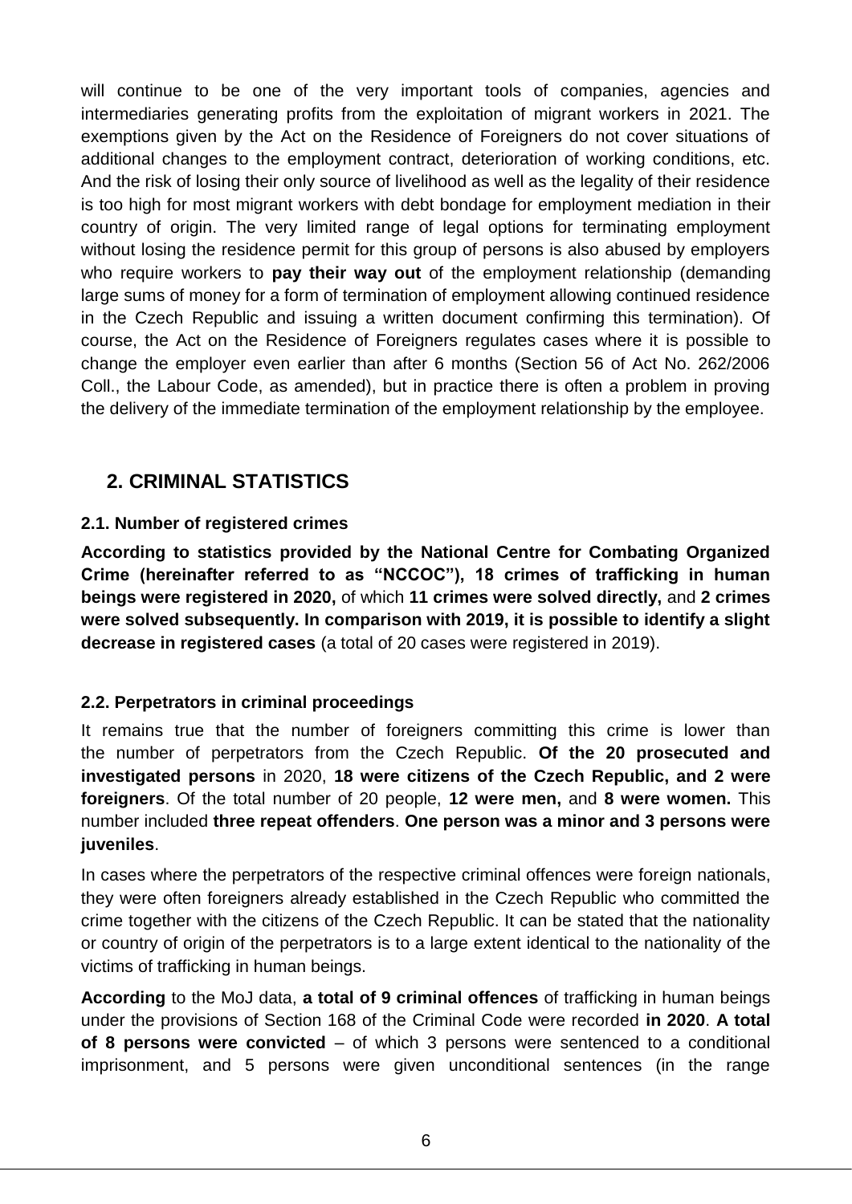will continue to be one of the very important tools of companies, agencies and intermediaries generating profits from the exploitation of migrant workers in 2021. The exemptions given by the Act on the Residence of Foreigners do not cover situations of additional changes to the employment contract, deterioration of working conditions, etc. And the risk of losing their only source of livelihood as well as the legality of their residence is too high for most migrant workers with debt bondage for employment mediation in their country of origin. The very limited range of legal options for terminating employment without losing the residence permit for this group of persons is also abused by employers who require workers to **pay their way out** of the employment relationship (demanding large sums of money for a form of termination of employment allowing continued residence in the Czech Republic and issuing a written document confirming this termination). Of course, the Act on the Residence of Foreigners regulates cases where it is possible to change the employer even earlier than after 6 months (Section 56 of Act No. 262/2006 Coll., the Labour Code, as amended), but in practice there is often a problem in proving the delivery of the immediate termination of the employment relationship by the employee.

## 2. CRIMINAL STATISTICS

### 2.1. Number of registered crimes

**According to statistics provided by the National Centre for Combating Organized Crime (hereinafter referred to as "NCCOC"), 18 crimes of trafficking in human beings were registered in 2020,** of which **11 crimes were solved directly,** and **2 crimes were solved subsequently. In comparison with 2019, it is possible to identify a slight decrease in registered cases** (a total of 20 cases were registered in 2019).

### 2.2. Perpetrators in criminal proceedings

It remains true that the number of foreigners committing this crime is lower than the number of perpetrators from the Czech Republic. **Of the 20 prosecuted and investigated persons** in 2020, **18 were citizens of the Czech Republic, and 2 were foreigners**. Of the total number of 20 people, **12 were men,** and **8 were women.** This number included **three repeat offenders**. **One person was a minor and 3 persons were juveniles**.

In cases where the perpetrators of the respective criminal offences were foreign nationals, they were often foreigners already established in the Czech Republic who committed the crime together with the citizens of the Czech Republic. It can be stated that the nationality or country of origin of the perpetrators is to a large extent identical to the nationality of the victims of trafficking in human beings.

**According** to the MoJ data, **a total of 9 criminal offences** of trafficking in human beings under the provisions of Section 168 of the Criminal Code were recorded **in 2020**. **A total of 8 persons were convicted** – of which 3 persons were sentenced to a conditional imprisonment, and 5 persons were given unconditional sentences (in the range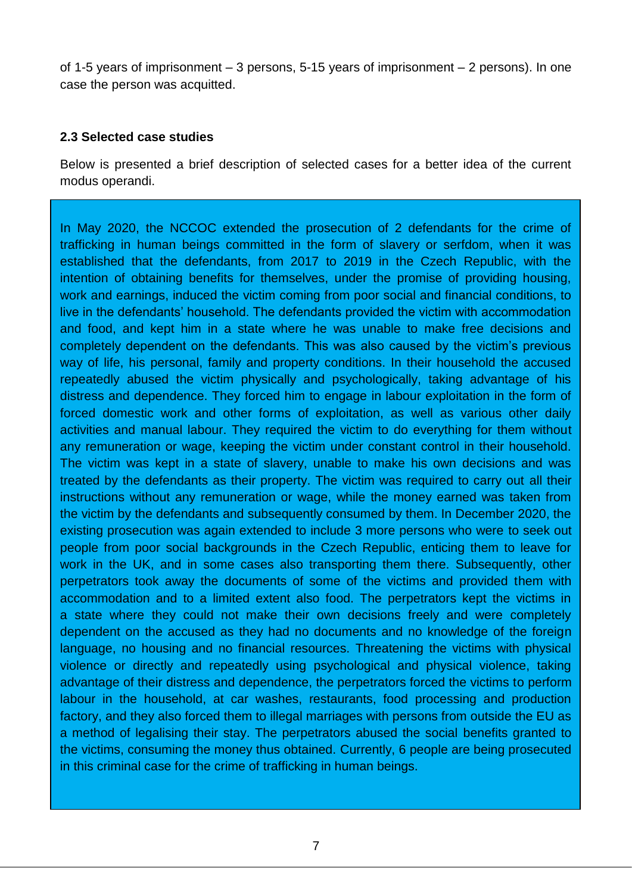of 1-5 years of imprisonment – 3 persons, 5-15 years of imprisonment – 2 persons). In one case the person was acquitted.

### 2.3 Selected case studies

Below is presented a brief description of selected cases for a better idea of the current modus operandi.

In May 2020, the NCCOC extended the prosecution of 2 defendants for the crime of trafficking in human beings committed in the form of slavery or serfdom, when it was established that the defendants, from 2017 to 2019 in the Czech Republic, with the intention of obtaining benefits for themselves, under the promise of providing housing, work and earnings, induced the victim coming from poor social and financial conditions, to live in the defendants' household. The defendants provided the victim with accommodation and food, and kept him in a state where he was unable to make free decisions and completely dependent on the defendants. This was also caused by the victim's previous way of life, his personal, family and property conditions. In their household the accused repeatedly abused the victim physically and psychologically, taking advantage of his distress and dependence. They forced him to engage in labour exploitation in the form of forced domestic work and other forms of exploitation, as well as various other daily activities and manual labour. They required the victim to do everything for them without any remuneration or wage, keeping the victim under constant control in their household. The victim was kept in a state of slavery, unable to make his own decisions and was treated by the defendants as their property. The victim was required to carry out all their instructions without any remuneration or wage, while the money earned was taken from the victim by the defendants and subsequently consumed by them. In December 2020, the existing prosecution was again extended to include 3 more persons who were to seek out people from poor social backgrounds in the Czech Republic, enticing them to leave for work in the UK, and in some cases also transporting them there. Subsequently, other perpetrators took away the documents of some of the victims and provided them with accommodation and to a limited extent also food. The perpetrators kept the victims in a state where they could not make their own decisions freely and were completely dependent on the accused as they had no documents and no knowledge of the foreign language, no housing and no financial resources. Threatening the victims with physical violence or directly and repeatedly using psychological and physical violence, taking advantage of their distress and dependence, the perpetrators forced the victims to perform labour in the household, at car washes, restaurants, food processing and production factory, and they also forced them to illegal marriages with persons from outside the EU as a method of legalising their stay. The perpetrators abused the social benefits granted to the victims, consuming the money thus obtained. Currently, 6 people are being prosecuted in this criminal case for the crime of trafficking in human beings.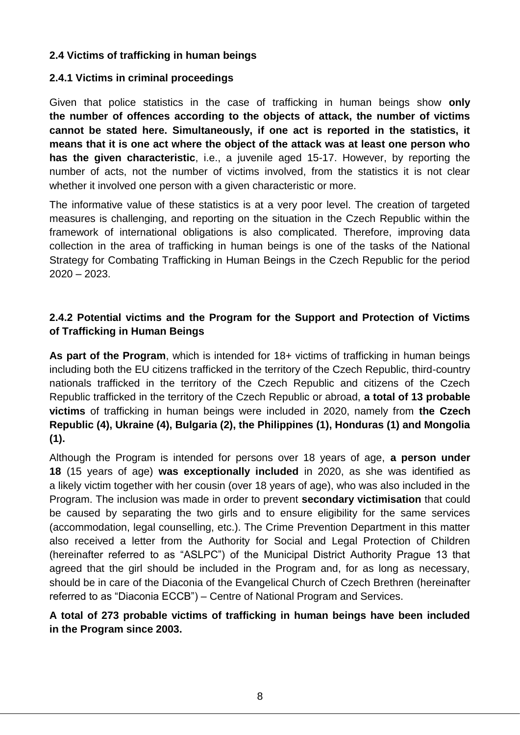## 2.4 Victims of trafficking in human beings

### 2.4.1 Victims in criminal proceedings

Given that police statistics in the case of trafficking in human beings show **only the number of offences according to the objects of attack, the number of victims cannot be stated here. Simultaneously, if one act is reported in the statistics, it means that it is one act where the object of the attack was at least one person who has the given characteristic**, i.e., a juvenile aged 15-17. However, by reporting the number of acts, not the number of victims involved, from the statistics it is not clear whether it involved one person with a given characteristic or more.

The informative value of these statistics is at a very poor level. The creation of targeted measures is challenging, and reporting on the situation in the Czech Republic within the framework of international obligations is also complicated. Therefore, improving data collection in the area of trafficking in human beings is one of the tasks of the National Strategy for Combating Trafficking in Human Beings in the Czech Republic for the period 2020 – 2023.

### 2.4.2 Potential victims and the Program for the Support and Protection of Victims of Trafficking in Human Beings

**As part of the Program**, which is intended for 18+ victims of trafficking in human beings including both the EU citizens trafficked in the territory of the Czech Republic, third-country nationals trafficked in the territory of the Czech Republic and citizens of the Czech Republic trafficked in the territory of the Czech Republic or abroad, **a total of 13 probable victims** of trafficking in human beings were included in 2020, namely from **the Czech Republic (4), Ukraine (4), Bulgaria (2), the Philippines (1), Honduras (1) and Mongolia (1).**

Although the Program is intended for persons over 18 years of age, **a person under 18** (15 years of age) **was exceptionally included** in 2020, as she was identified as a likely victim together with her cousin (over 18 years of age), who was also included in the Program. The inclusion was made in order to prevent **secondary victimisation** that could be caused by separating the two girls and to ensure eligibility for the same services (accommodation, legal counselling, etc.). The Crime Prevention Department in this matter also received a letter from the Authority for Social and Legal Protection of Children (hereinafter referred to as "ASLPC") of the Municipal District Authority Prague 13 that agreed that the girl should be included in the Program and, for as long as necessary, should be in care of the Diaconia of the Evangelical Church of Czech Brethren (hereinafter referred to as "Diaconia ECCB") – Centre of National Program and Services.

**A total of 273 probable victims of trafficking in human beings have been included in the Program since 2003.**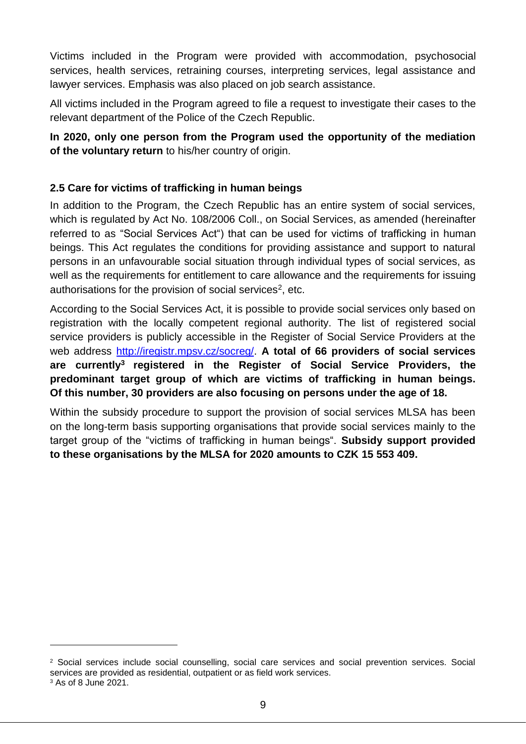Victims included in the Program were provided with accommodation, psychosocial services, health services, retraining courses, interpreting services, legal assistance and lawyer services. Emphasis was also placed on job search assistance.

All victims included in the Program agreed to file a request to investigate their cases to the relevant department of the Police of the Czech Republic.

**In 2020, only one person from the Program used the opportunity of the mediation of the voluntary return** to his/her country of origin.

### 2.5 Care for victims of trafficking in human beings

In addition to the Program, the Czech Republic has an entire system of social services, which is regulated by Act No. 108/2006 Coll., on Social Services, as amended (hereinafter referred to as "Social Services Act") that can be used for victims of trafficking in human beings. This Act regulates the conditions for providing assistance and support to natural persons in an unfavourable social situation through individual types of social services, as well as the requirements for entitlement to care allowance and the requirements for issuing authorisations for the provision of social services[2], etc.

According to the Social Services Act, it is possible to provide social services only based on registration with the locally competent regional authority. The list of registered social service providers is publicly accessible in the Register of Social Service Providers at the web address http://iregistr.mpsv.cz/socreg/. **A total of 66 providers of social services are currently[3] registered in the Register of Social Service Providers, the predominant target group of which are victims of trafficking in human beings. Of this number, 30 providers are also focusing on persons under the age of 18.**

Within the subsidy procedure to support the provision of social services MLSA has been on the long-term basis supporting organisations that provide social services mainly to the target group of the "victims of trafficking in human beings". **Subsidy support provided to these organisations by the MLSA for 2020 amounts to CZK 15 553 409.**

---

[2] Social services include social counselling, social care services and social prevention services. Social services are provided as residential, outpatient or as field work services.

[3] As of 8 June 2021.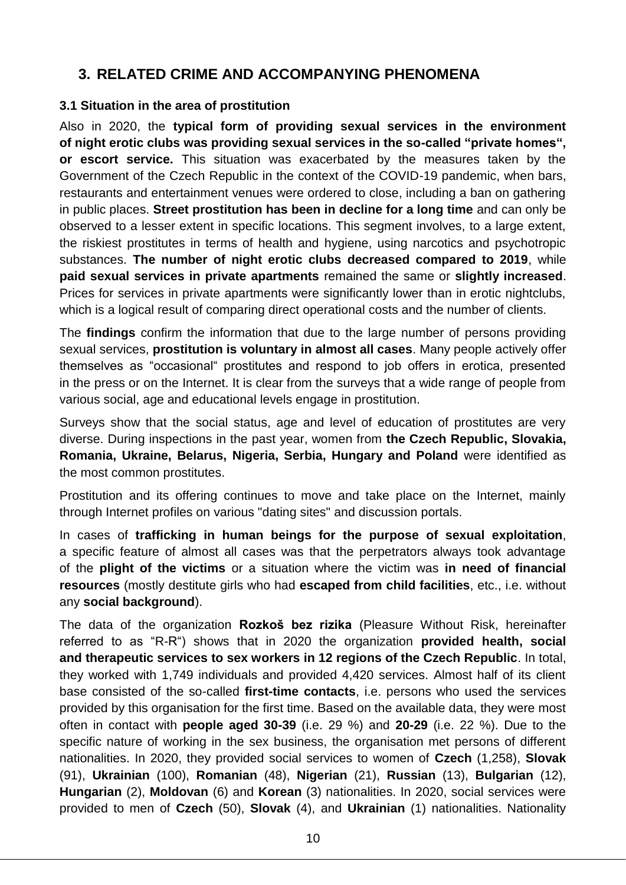# 3. RELATED CRIME AND ACCOMPANYING PHENOMENA

### 3.1 Situation in the area of prostitution

Also in 2020, the **typical form of providing sexual services in the environment of night erotic clubs was providing sexual services in the so-called "private homes", or escort service.** This situation was exacerbated by the measures taken by the Government of the Czech Republic in the context of the COVID-19 pandemic, when bars, restaurants and entertainment venues were ordered to close, including a ban on gathering in public places. **Street prostitution has been in decline for a long time** and can only be observed to a lesser extent in specific locations. This segment involves, to a large extent, the riskiest prostitutes in terms of health and hygiene, using narcotics and psychotropic substances. **The number of night erotic clubs decreased compared to 2019**, while **paid sexual services in private apartments** remained the same or **slightly increased**. Prices for services in private apartments were significantly lower than in erotic nightclubs, which is a logical result of comparing direct operational costs and the number of clients.

The **findings** confirm the information that due to the large number of persons providing sexual services, **prostitution is voluntary in almost all cases**. Many people actively offer themselves as "occasional" prostitutes and respond to job offers in erotica, presented in the press or on the Internet. It is clear from the surveys that a wide range of people from various social, age and educational levels engage in prostitution.

Surveys show that the social status, age and level of education of prostitutes are very diverse. During inspections in the past year, women from **the Czech Republic, Slovakia, Romania, Ukraine, Belarus, Nigeria, Serbia, Hungary and Poland** were identified as the most common prostitutes.

Prostitution and its offering continues to move and take place on the Internet, mainly through Internet profiles on various "dating sites" and discussion portals.

In cases of **trafficking in human beings for the purpose of sexual exploitation**, a specific feature of almost all cases was that the perpetrators always took advantage of the **plight of the victims** or a situation where the victim was **in need of financial resources** (mostly destitute girls who had **escaped from child facilities**, etc., i.e. without any **social background**).

The data of the organization **Rozkoš bez rizika** (Pleasure Without Risk, hereinafter referred to as "R-R") shows that in 2020 the organization **provided health, social and therapeutic services to sex workers in 12 regions of the Czech Republic**. In total, they worked with 1,749 individuals and provided 4,420 services. Almost half of its client base consisted of the so-called **first-time contacts**, i.e. persons who used the services provided by this organisation for the first time. Based on the available data, they were most often in contact with **people aged 30-39** (i.e. 29 %) and **20-29** (i.e. 22 %). Due to the specific nature of working in the sex business, the organisation met persons of different nationalities. In 2020, they provided social services to women of **Czech** (1,258), **Slovak** (91), **Ukrainian** (100), **Romanian** (48), **Nigerian** (21), **Russian** (13), **Bulgarian** (12), **Hungarian** (2), **Moldovan** (6) and **Korean** (3) nationalities. In 2020, social services were provided to men of **Czech** (50), **Slovak** (4), and **Ukrainian** (1) nationalities. Nationality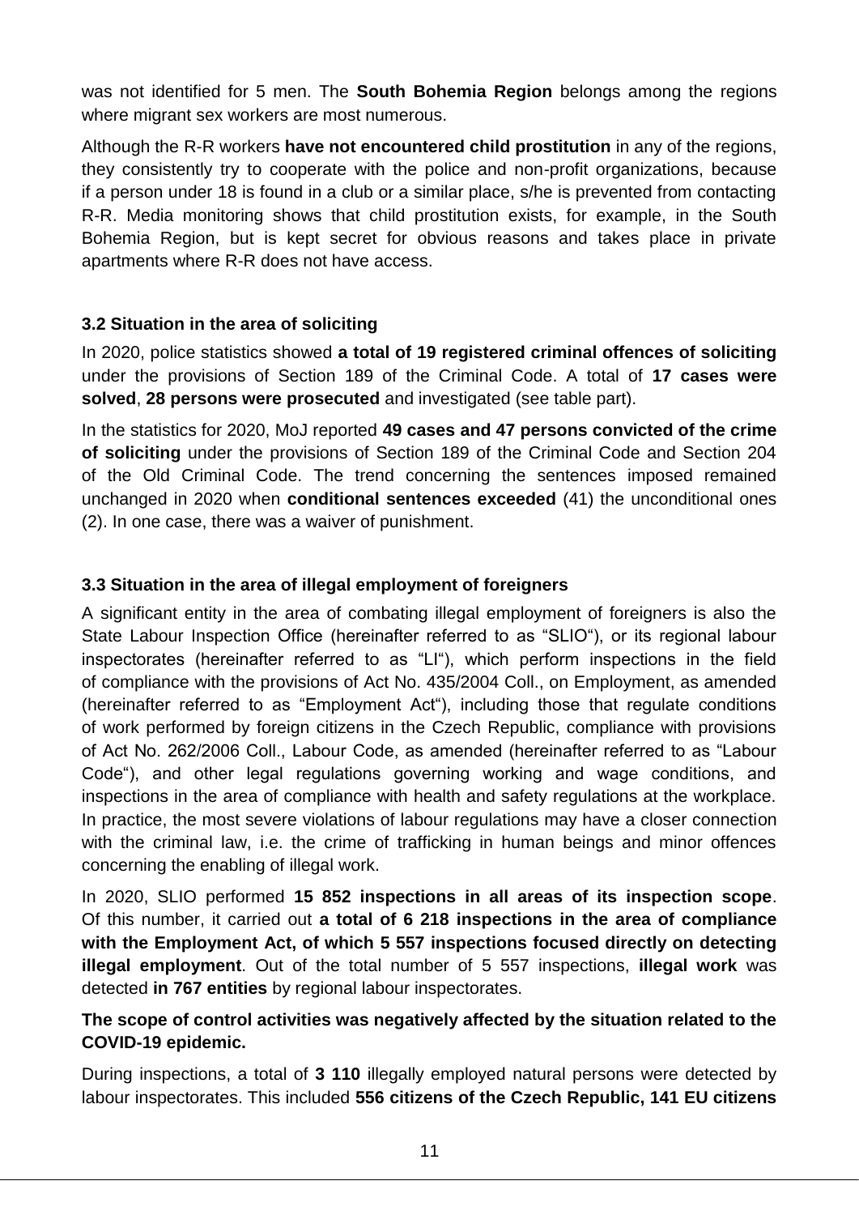was not identified for 5 men. The **South Bohemia Region** belongs among the regions where migrant sex workers are most numerous.

Although the R-R workers **have not encountered child prostitution** in any of the regions, they consistently try to cooperate with the police and non-profit organizations, because if a person under 18 is found in a club or a similar place, s/he is prevented from contacting R-R. Media monitoring shows that child prostitution exists, for example, in the South Bohemia Region, but is kept secret for obvious reasons and takes place in private apartments where R-R does not have access.

### 3.2 Situation in the area of soliciting

In 2020, police statistics showed **a total of 19 registered criminal offences of soliciting** under the provisions of Section 189 of the Criminal Code. A total of **17 cases were solved**, **28 persons were prosecuted** and investigated (see table part).

In the statistics for 2020, MoJ reported **49 cases and 47 persons convicted of the crime of soliciting** under the provisions of Section 189 of the Criminal Code and Section 204 of the Old Criminal Code. The trend concerning the sentences imposed remained unchanged in 2020 when **conditional sentences exceeded** (41) the unconditional ones (2). In one case, there was a waiver of punishment.

### 3.3 Situation in the area of illegal employment of foreigners

A significant entity in the area of combating illegal employment of foreigners is also the State Labour Inspection Office (hereinafter referred to as "SLIO"), or its regional labour inspectorates (hereinafter referred to as "LI"), which perform inspections in the field of compliance with the provisions of Act No. 435/2004 Coll., on Employment, as amended (hereinafter referred to as "Employment Act"), including those that regulate conditions of work performed by foreign citizens in the Czech Republic, compliance with provisions of Act No. 262/2006 Coll., Labour Code, as amended (hereinafter referred to as "Labour Code"), and other legal regulations governing working and wage conditions, and inspections in the area of compliance with health and safety regulations at the workplace. In practice, the most severe violations of labour regulations may have a closer connection with the criminal law, i.e. the crime of trafficking in human beings and minor offences concerning the enabling of illegal work.

In 2020, SLIO performed **15 852 inspections in all areas of its inspection scope**. Of this number, it carried out **a total of 6 218 inspections in the area of compliance with the Employment Act, of which 5 557 inspections focused directly on detecting illegal employment**. Out of the total number of 5 557 inspections, **illegal work** was detected **in 767 entities** by regional labour inspectorates.

**The scope of control activities was negatively affected by the situation related to the COVID-19 epidemic.**

During inspections, a total of **3 110** illegally employed natural persons were detected by labour inspectorates. This included **556 citizens of the Czech Republic, 141 EU citizens**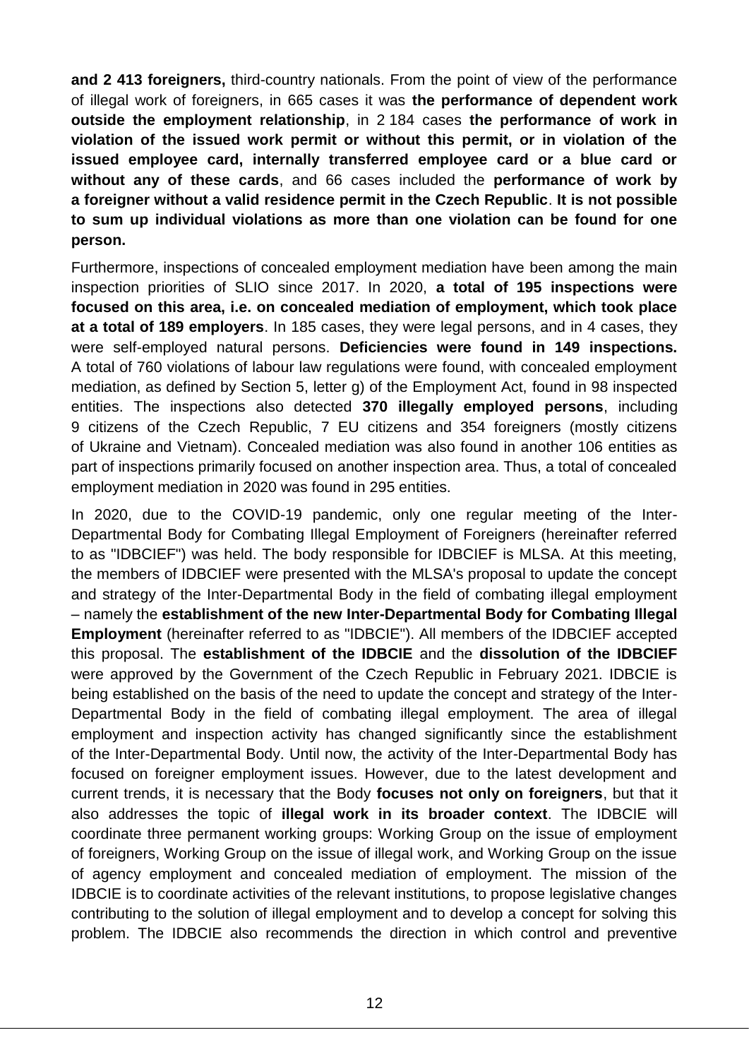**and 2 413 foreigners,** third-country nationals. From the point of view of the performance of illegal work of foreigners, in 665 cases it was **the performance of dependent work outside the employment relationship**, in 2 184 cases **the performance of work in violation of the issued work permit or without this permit, or in violation of the issued employee card, internally transferred employee card or a blue card or without any of these cards**, and 66 cases included the **performance of work by a foreigner without a valid residence permit in the Czech Republic**. **It is not possible to sum up individual violations as more than one violation can be found for one person.**

Furthermore, inspections of concealed employment mediation have been among the main inspection priorities of SLIO since 2017. In 2020, **a total of 195 inspections were focused on this area, i.e. on concealed mediation of employment, which took place at a total of 189 employers**. In 185 cases, they were legal persons, and in 4 cases, they were self-employed natural persons. **Deficiencies were found in 149 inspections.** A total of 760 violations of labour law regulations were found, with concealed employment mediation, as defined by Section 5, letter g) of the Employment Act, found in 98 inspected entities. The inspections also detected **370 illegally employed persons**, including 9 citizens of the Czech Republic, 7 EU citizens and 354 foreigners (mostly citizens of Ukraine and Vietnam). Concealed mediation was also found in another 106 entities as part of inspections primarily focused on another inspection area. Thus, a total of concealed employment mediation in 2020 was found in 295 entities.

In 2020, due to the COVID-19 pandemic, only one regular meeting of the Inter-Departmental Body for Combating Illegal Employment of Foreigners (hereinafter referred to as "IDBCIEF") was held. The body responsible for IDBCIEF is MLSA. At this meeting, the members of IDBCIEF were presented with the MLSA's proposal to update the concept and strategy of the Inter-Departmental Body in the field of combating illegal employment – namely the **establishment of the new Inter-Departmental Body for Combating Illegal Employment** (hereinafter referred to as "IDBCIE"). All members of the IDBCIEF accepted this proposal. The **establishment of the IDBCIE** and the **dissolution of the IDBCIEF** were approved by the Government of the Czech Republic in February 2021. IDBCIE is being established on the basis of the need to update the concept and strategy of the Inter-Departmental Body in the field of combating illegal employment. The area of illegal employment and inspection activity has changed significantly since the establishment of the Inter-Departmental Body. Until now, the activity of the Inter-Departmental Body has focused on foreigner employment issues. However, due to the latest development and current trends, it is necessary that the Body **focuses not only on foreigners**, but that it also addresses the topic of **illegal work in its broader context**. The IDBCIE will coordinate three permanent working groups: Working Group on the issue of employment of foreigners, Working Group on the issue of illegal work, and Working Group on the issue of agency employment and concealed mediation of employment. The mission of the IDBCIE is to coordinate activities of the relevant institutions, to propose legislative changes contributing to the solution of illegal employment and to develop a concept for solving this problem. The IDBCIE also recommends the direction in which control and preventive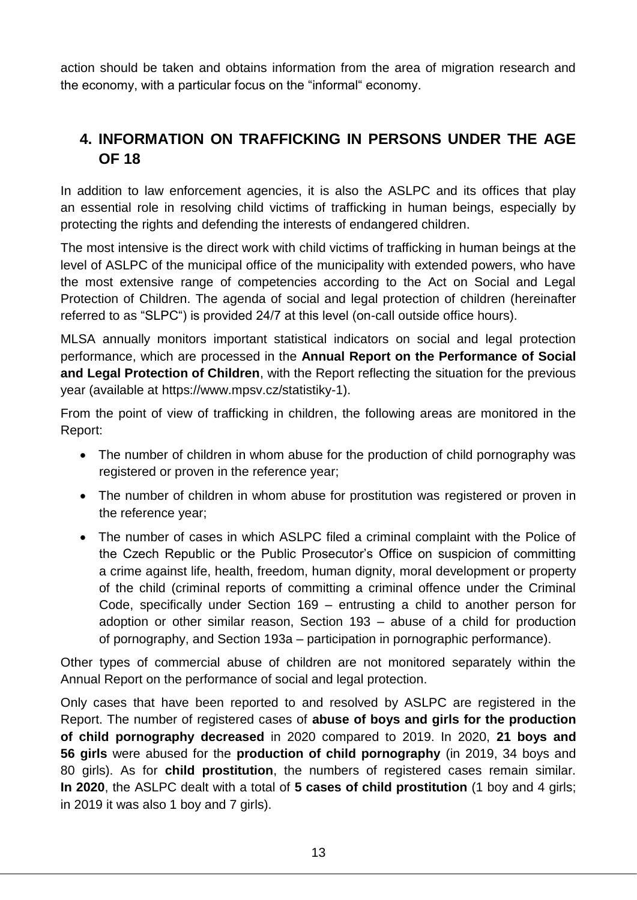action should be taken and obtains information from the area of migration research and the economy, with a particular focus on the "informal" economy.

## 4. INFORMATION ON TRAFFICKING IN PERSONS UNDER THE AGE OF 18

In addition to law enforcement agencies, it is also the ASLPC and its offices that play an essential role in resolving child victims of trafficking in human beings, especially by protecting the rights and defending the interests of endangered children.

The most intensive is the direct work with child victims of trafficking in human beings at the level of ASLPC of the municipal office of the municipality with extended powers, who have the most extensive range of competencies according to the Act on Social and Legal Protection of Children. The agenda of social and legal protection of children (hereinafter referred to as "SLPC") is provided 24/7 at this level (on-call outside office hours).

MLSA annually monitors important statistical indicators on social and legal protection performance, which are processed in the **Annual Report on the Performance of Social and Legal Protection of Children**, with the Report reflecting the situation for the previous year (available at https://www.mpsv.cz/statistiky-1).

From the point of view of trafficking in children, the following areas are monitored in the Report:

- The number of children in whom abuse for the production of child pornography was registered or proven in the reference year;
- The number of children in whom abuse for prostitution was registered or proven in the reference year;
- The number of cases in which ASLPC filed a criminal complaint with the Police of the Czech Republic or the Public Prosecutor's Office on suspicion of committing a crime against life, health, freedom, human dignity, moral development or property of the child (criminal reports of committing a criminal offence under the Criminal Code, specifically under Section 169 – entrusting a child to another person for adoption or other similar reason, Section 193 – abuse of a child for production of pornography, and Section 193a – participation in pornographic performance).

Other types of commercial abuse of children are not monitored separately within the Annual Report on the performance of social and legal protection.

Only cases that have been reported to and resolved by ASLPC are registered in the Report. The number of registered cases of **abuse of boys and girls for the production of child pornography decreased** in 2020 compared to 2019. In 2020, **21 boys and 56 girls** were abused for the **production of child pornography** (in 2019, 34 boys and 80 girls). As for **child prostitution**, the numbers of registered cases remain similar. **In 2020**, the ASLPC dealt with a total of **5 cases of child prostitution** (1 boy and 4 girls; in 2019 it was also 1 boy and 7 girls).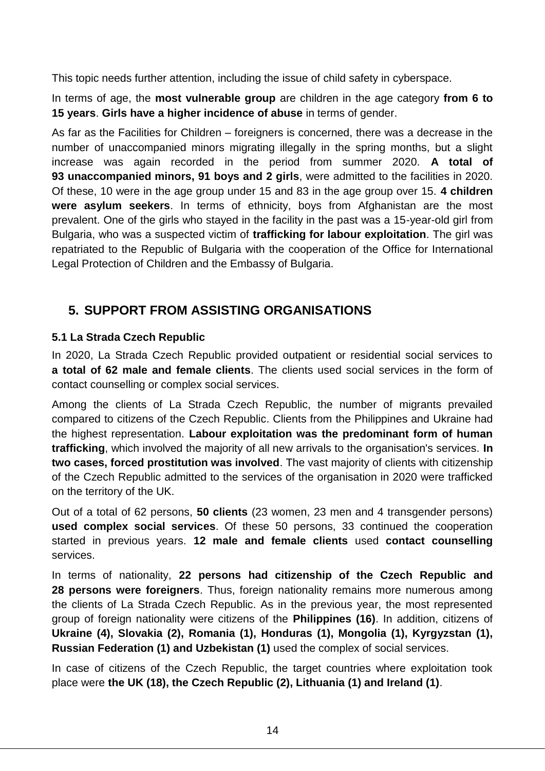This topic needs further attention, including the issue of child safety in cyberspace.

In terms of age, the **most vulnerable group** are children in the age category **from 6 to 15 years**. **Girls have a higher incidence of abuse** in terms of gender.

As far as the Facilities for Children – foreigners is concerned, there was a decrease in the number of unaccompanied minors migrating illegally in the spring months, but a slight increase was again recorded in the period from summer 2020. **A total of 93 unaccompanied minors, 91 boys and 2 girls**, were admitted to the facilities in 2020. Of these, 10 were in the age group under 15 and 83 in the age group over 15. **4 children were asylum seekers**. In terms of ethnicity, boys from Afghanistan are the most prevalent. One of the girls who stayed in the facility in the past was a 15-year-old girl from Bulgaria, who was a suspected victim of **trafficking for labour exploitation**. The girl was repatriated to the Republic of Bulgaria with the cooperation of the Office for International Legal Protection of Children and the Embassy of Bulgaria.

## 5. SUPPORT FROM ASSISTING ORGANISATIONS

### 5.1 La Strada Czech Republic

In 2020, La Strada Czech Republic provided outpatient or residential social services to **a total of 62 male and female clients**. The clients used social services in the form of contact counselling or complex social services.

Among the clients of La Strada Czech Republic, the number of migrants prevailed compared to citizens of the Czech Republic. Clients from the Philippines and Ukraine had the highest representation. **Labour exploitation was the predominant form of human trafficking**, which involved the majority of all new arrivals to the organisation's services. **In two cases, forced prostitution was involved**. The vast majority of clients with citizenship of the Czech Republic admitted to the services of the organisation in 2020 were trafficked on the territory of the UK.

Out of a total of 62 persons, **50 clients** (23 women, 23 men and 4 transgender persons) **used complex social services**. Of these 50 persons, 33 continued the cooperation started in previous years. **12 male and female clients** used **contact counselling** services.

In terms of nationality, **22 persons had citizenship of the Czech Republic and 28 persons were foreigners**. Thus, foreign nationality remains more numerous among the clients of La Strada Czech Republic. As in the previous year, the most represented group of foreign nationality were citizens of the **Philippines (16)**. In addition, citizens of **Ukraine (4), Slovakia (2), Romania (1), Honduras (1), Mongolia (1), Kyrgyzstan (1), Russian Federation (1) and Uzbekistan (1)** used the complex of social services.

In case of citizens of the Czech Republic, the target countries where exploitation took place were **the UK (18), the Czech Republic (2), Lithuania (1) and Ireland (1)**.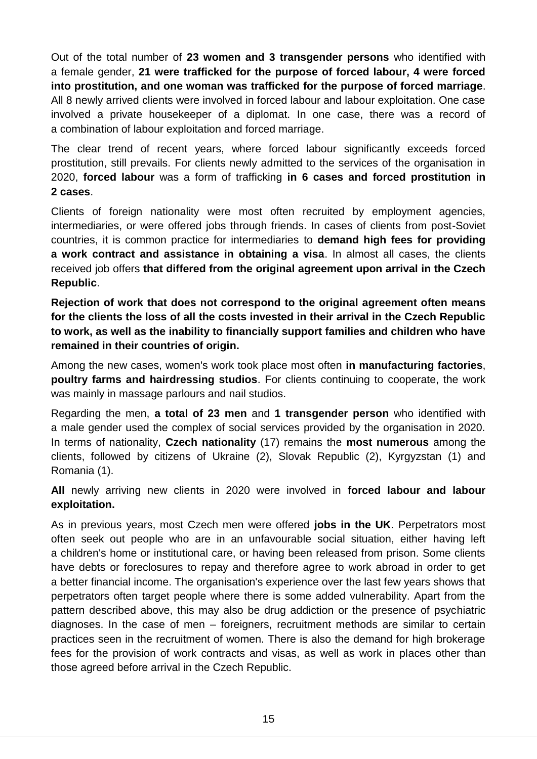Out of the total number of **23 women and 3 transgender persons** who identified with a female gender, **21 were trafficked for the purpose of forced labour, 4 were forced into prostitution, and one woman was trafficked for the purpose of forced marriage**. All 8 newly arrived clients were involved in forced labour and labour exploitation. One case involved a private housekeeper of a diplomat. In one case, there was a record of a combination of labour exploitation and forced marriage.

The clear trend of recent years, where forced labour significantly exceeds forced prostitution, still prevails. For clients newly admitted to the services of the organisation in 2020, **forced labour** was a form of trafficking **in 6 cases and forced prostitution in 2 cases**.

Clients of foreign nationality were most often recruited by employment agencies, intermediaries, or were offered jobs through friends. In cases of clients from post-Soviet countries, it is common practice for intermediaries to **demand high fees for providing a work contract and assistance in obtaining a visa**. In almost all cases, the clients received job offers **that differed from the original agreement upon arrival in the Czech Republic**.

**Rejection of work that does not correspond to the original agreement often means for the clients the loss of all the costs invested in their arrival in the Czech Republic to work, as well as the inability to financially support families and children who have remained in their countries of origin.**

Among the new cases, women's work took place most often **in manufacturing factories**, **poultry farms and hairdressing studios**. For clients continuing to cooperate, the work was mainly in massage parlours and nail studios.

Regarding the men, **a total of 23 men** and **1 transgender person** who identified with a male gender used the complex of social services provided by the organisation in 2020. In terms of nationality, **Czech nationality** (17) remains the **most numerous** among the clients, followed by citizens of Ukraine (2), Slovak Republic (2), Kyrgyzstan (1) and Romania (1).

**All** newly arriving new clients in 2020 were involved in **forced labour and labour exploitation.**

As in previous years, most Czech men were offered **jobs in the UK**. Perpetrators most often seek out people who are in an unfavourable social situation, either having left a children's home or institutional care, or having been released from prison. Some clients have debts or foreclosures to repay and therefore agree to work abroad in order to get a better financial income. The organisation's experience over the last few years shows that perpetrators often target people where there is some added vulnerability. Apart from the pattern described above, this may also be drug addiction or the presence of psychiatric diagnoses. In the case of men – foreigners, recruitment methods are similar to certain practices seen in the recruitment of women. There is also the demand for high brokerage fees for the provision of work contracts and visas, as well as work in places other than those agreed before arrival in the Czech Republic.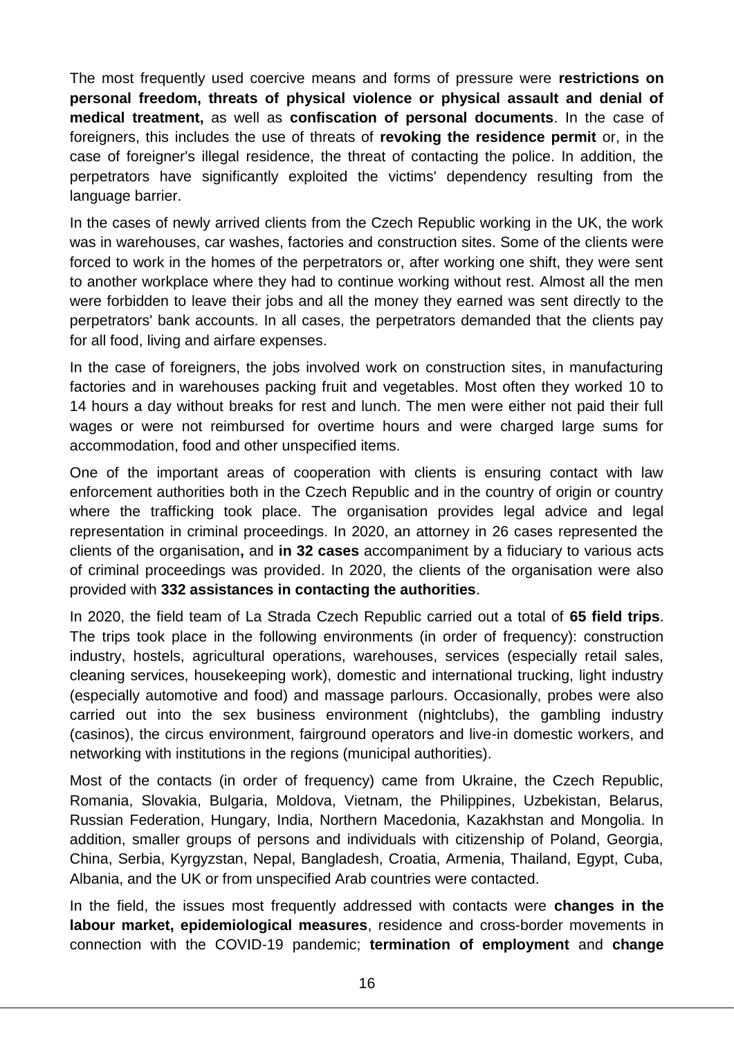The most frequently used coercive means and forms of pressure were **restrictions on personal freedom, threats of physical violence or physical assault and denial of medical treatment,** as well as **confiscation of personal documents**. In the case of foreigners, this includes the use of threats of **revoking the residence permit** or, in the case of foreigner's illegal residence, the threat of contacting the police. In addition, the perpetrators have significantly exploited the victims' dependency resulting from the language barrier.

In the cases of newly arrived clients from the Czech Republic working in the UK, the work was in warehouses, car washes, factories and construction sites. Some of the clients were forced to work in the homes of the perpetrators or, after working one shift, they were sent to another workplace where they had to continue working without rest. Almost all the men were forbidden to leave their jobs and all the money they earned was sent directly to the perpetrators' bank accounts. In all cases, the perpetrators demanded that the clients pay for all food, living and airfare expenses.

In the case of foreigners, the jobs involved work on construction sites, in manufacturing factories and in warehouses packing fruit and vegetables. Most often they worked 10 to 14 hours a day without breaks for rest and lunch. The men were either not paid their full wages or were not reimbursed for overtime hours and were charged large sums for accommodation, food and other unspecified items.

One of the important areas of cooperation with clients is ensuring contact with law enforcement authorities both in the Czech Republic and in the country of origin or country where the trafficking took place. The organisation provides legal advice and legal representation in criminal proceedings. In 2020, an attorney in 26 cases represented the clients of the organisation**,** and **in 32 cases** accompaniment by a fiduciary to various acts of criminal proceedings was provided. In 2020, the clients of the organisation were also provided with **332 assistances in contacting the authorities**.

In 2020, the field team of La Strada Czech Republic carried out a total of **65 field trips**. The trips took place in the following environments (in order of frequency): construction industry, hostels, agricultural operations, warehouses, services (especially retail sales, cleaning services, housekeeping work), domestic and international trucking, light industry (especially automotive and food) and massage parlours. Occasionally, probes were also carried out into the sex business environment (nightclubs), the gambling industry (casinos), the circus environment, fairground operators and live-in domestic workers, and networking with institutions in the regions (municipal authorities).

Most of the contacts (in order of frequency) came from Ukraine, the Czech Republic, Romania, Slovakia, Bulgaria, Moldova, Vietnam, the Philippines, Uzbekistan, Belarus, Russian Federation, Hungary, India, Northern Macedonia, Kazakhstan and Mongolia. In addition, smaller groups of persons and individuals with citizenship of Poland, Georgia, China, Serbia, Kyrgyzstan, Nepal, Bangladesh, Croatia, Armenia, Thailand, Egypt, Cuba, Albania, and the UK or from unspecified Arab countries were contacted.

In the field, the issues most frequently addressed with contacts were **changes in the labour market, epidemiological measures**, residence and cross-border movements in connection with the COVID-19 pandemic; **termination of employment** and **change**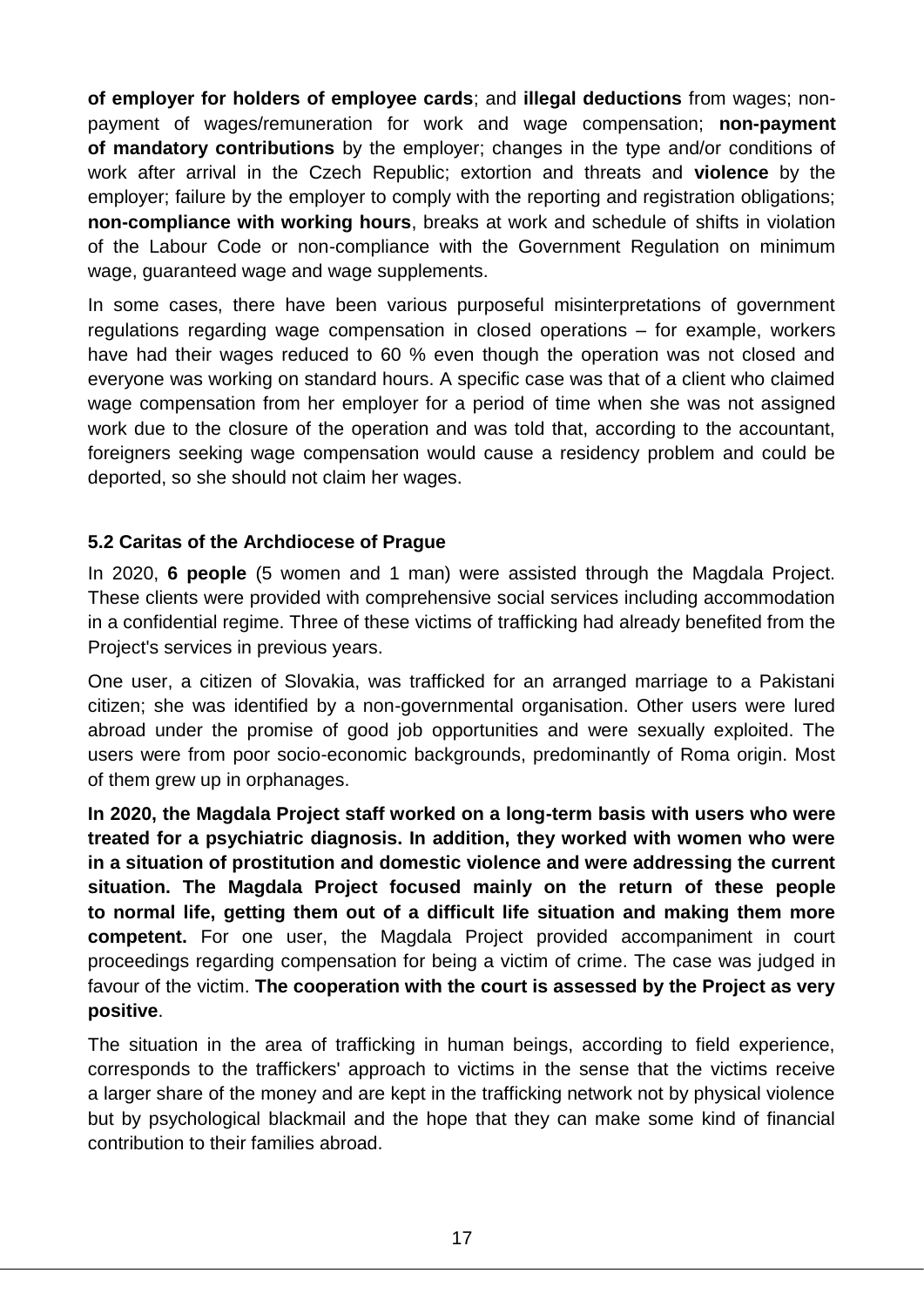**of employer for holders of employee cards**; and **illegal deductions** from wages; non-payment of wages/remuneration for work and wage compensation; **non-payment of mandatory contributions** by the employer; changes in the type and/or conditions of work after arrival in the Czech Republic; extortion and threats and **violence** by the employer; failure by the employer to comply with the reporting and registration obligations; **non-compliance with working hours**, breaks at work and schedule of shifts in violation of the Labour Code or non-compliance with the Government Regulation on minimum wage, guaranteed wage and wage supplements.

In some cases, there have been various purposeful misinterpretations of government regulations regarding wage compensation in closed operations – for example, workers have had their wages reduced to 60 % even though the operation was not closed and everyone was working on standard hours. A specific case was that of a client who claimed wage compensation from her employer for a period of time when she was not assigned work due to the closure of the operation and was told that, according to the accountant, foreigners seeking wage compensation would cause a residency problem and could be deported, so she should not claim her wages.

### 5.2 Caritas of the Archdiocese of Prague

In 2020, **6 people** (5 women and 1 man) were assisted through the Magdala Project. These clients were provided with comprehensive social services including accommodation in a confidential regime. Three of these victims of trafficking had already benefited from the Project's services in previous years.

One user, a citizen of Slovakia, was trafficked for an arranged marriage to a Pakistani citizen; she was identified by a non-governmental organisation. Other users were lured abroad under the promise of good job opportunities and were sexually exploited. The users were from poor socio-economic backgrounds, predominantly of Roma origin. Most of them grew up in orphanages.

**In 2020, the Magdala Project staff worked on a long-term basis with users who were treated for a psychiatric diagnosis. In addition, they worked with women who were in a situation of prostitution and domestic violence and were addressing the current situation. The Magdala Project focused mainly on the return of these people to normal life, getting them out of a difficult life situation and making them more competent.** For one user, the Magdala Project provided accompaniment in court proceedings regarding compensation for being a victim of crime. The case was judged in favour of the victim. **The cooperation with the court is assessed by the Project as very positive**.

The situation in the area of trafficking in human beings, according to field experience, corresponds to the traffickers' approach to victims in the sense that the victims receive a larger share of the money and are kept in the trafficking network not by physical violence but by psychological blackmail and the hope that they can make some kind of financial contribution to their families abroad.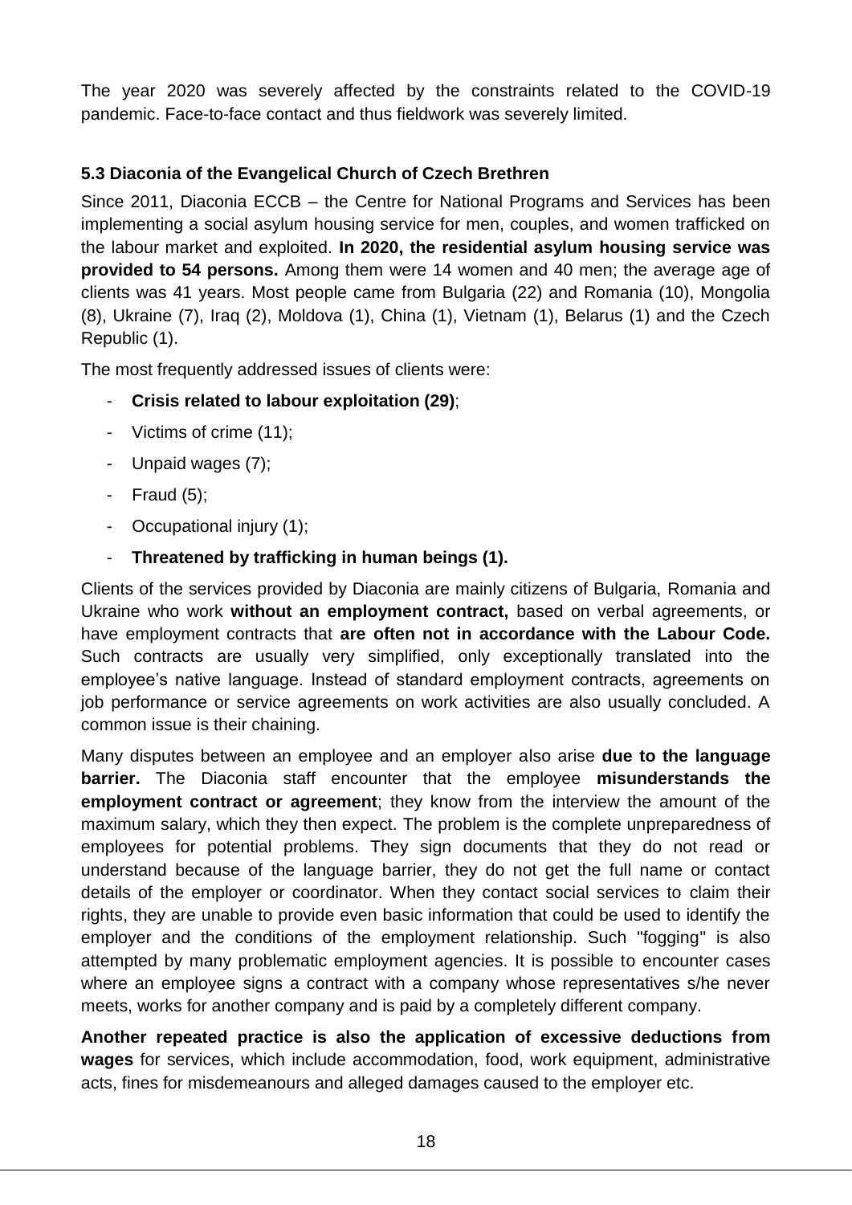The year 2020 was severely affected by the constraints related to the COVID-19 pandemic. Face-to-face contact and thus fieldwork was severely limited.

### 5.3 Diaconia of the Evangelical Church of Czech Brethren

Since 2011, Diaconia ECCB – the Centre for National Programs and Services has been implementing a social asylum housing service for men, couples, and women trafficked on the labour market and exploited. **In 2020, the residential asylum housing service was provided to 54 persons.** Among them were 14 women and 40 men; the average age of clients was 41 years. Most people came from Bulgaria (22) and Romania (10), Mongolia (8), Ukraine (7), Iraq (2), Moldova (1), China (1), Vietnam (1), Belarus (1) and the Czech Republic (1).

The most frequently addressed issues of clients were:

- **Crisis related to labour exploitation (29)**;
- Victims of crime (11);
- Unpaid wages (7);
- Fraud (5);
- Occupational injury (1);
- **Threatened by trafficking in human beings (1).**

Clients of the services provided by Diaconia are mainly citizens of Bulgaria, Romania and Ukraine who work **without an employment contract,** based on verbal agreements, or have employment contracts that **are often not in accordance with the Labour Code.** Such contracts are usually very simplified, only exceptionally translated into the employee's native language. Instead of standard employment contracts, agreements on job performance or service agreements on work activities are also usually concluded. A common issue is their chaining.

Many disputes between an employee and an employer also arise **due to the language barrier.** The Diaconia staff encounter that the employee **misunderstands the employment contract or agreement**; they know from the interview the amount of the maximum salary, which they then expect. The problem is the complete unpreparedness of employees for potential problems. They sign documents that they do not read or understand because of the language barrier, they do not get the full name or contact details of the employer or coordinator. When they contact social services to claim their rights, they are unable to provide even basic information that could be used to identify the employer and the conditions of the employment relationship. Such "fogging" is also attempted by many problematic employment agencies. It is possible to encounter cases where an employee signs a contract with a company whose representatives s/he never meets, works for another company and is paid by a completely different company.

**Another repeated practice is also the application of excessive deductions from wages** for services, which include accommodation, food, work equipment, administrative acts, fines for misdemeanours and alleged damages caused to the employer etc.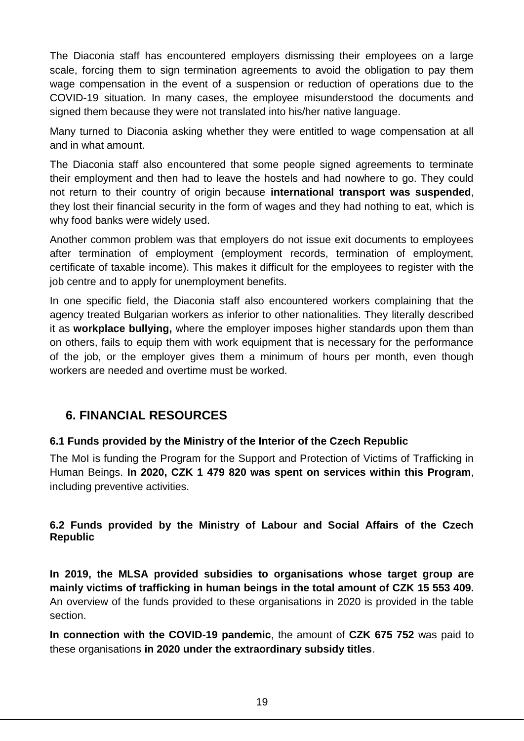The Diaconia staff has encountered employers dismissing their employees on a large scale, forcing them to sign termination agreements to avoid the obligation to pay them wage compensation in the event of a suspension or reduction of operations due to the COVID-19 situation. In many cases, the employee misunderstood the documents and signed them because they were not translated into his/her native language.

Many turned to Diaconia asking whether they were entitled to wage compensation at all and in what amount.

The Diaconia staff also encountered that some people signed agreements to terminate their employment and then had to leave the hostels and had nowhere to go. They could not return to their country of origin because **international transport was suspended**, they lost their financial security in the form of wages and they had nothing to eat, which is why food banks were widely used.

Another common problem was that employers do not issue exit documents to employees after termination of employment (employment records, termination of employment, certificate of taxable income). This makes it difficult for the employees to register with the job centre and to apply for unemployment benefits.

In one specific field, the Diaconia staff also encountered workers complaining that the agency treated Bulgarian workers as inferior to other nationalities. They literally described it as **workplace bullying,** where the employer imposes higher standards upon them than on others, fails to equip them with work equipment that is necessary for the performance of the job, or the employer gives them a minimum of hours per month, even though workers are needed and overtime must be worked.

## 6. FINANCIAL RESOURCES

### 6.1 Funds provided by the Ministry of the Interior of the Czech Republic

The MoI is funding the Program for the Support and Protection of Victims of Trafficking in Human Beings. **In 2020, CZK 1 479 820 was spent on services within this Program**, including preventive activities.

### 6.2 Funds provided by the Ministry of Labour and Social Affairs of the Czech Republic

**In 2019, the MLSA provided subsidies to organisations whose target group are mainly victims of trafficking in human beings in the total amount of CZK 15 553 409.** An overview of the funds provided to these organisations in 2020 is provided in the table section.

**In connection with the COVID-19 pandemic**, the amount of **CZK 675 752** was paid to these organisations **in 2020 under the extraordinary subsidy titles**.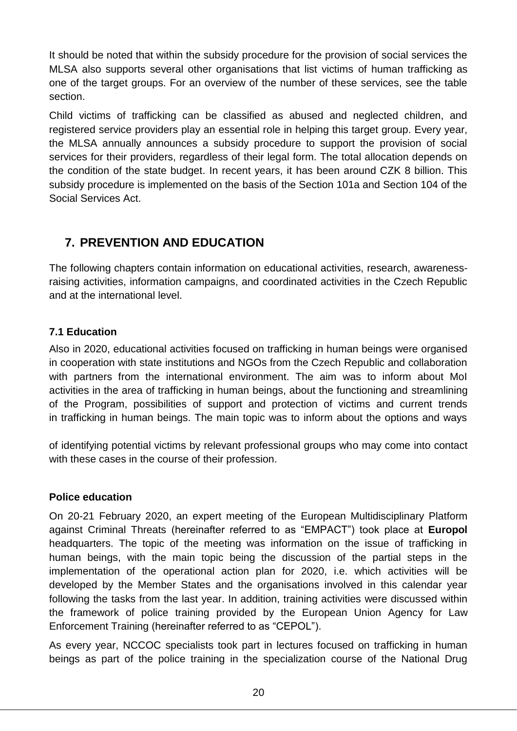It should be noted that within the subsidy procedure for the provision of social services the MLSA also supports several other organisations that list victims of human trafficking as one of the target groups. For an overview of the number of these services, see the table section.

Child victims of trafficking can be classified as abused and neglected children, and registered service providers play an essential role in helping this target group. Every year, the MLSA annually announces a subsidy procedure to support the provision of social services for their providers, regardless of their legal form. The total allocation depends on the condition of the state budget. In recent years, it has been around CZK 8 billion. This subsidy procedure is implemented on the basis of the Section 101a and Section 104 of the Social Services Act.

## 7. PREVENTION AND EDUCATION

The following chapters contain information on educational activities, research, awareness-raising activities, information campaigns, and coordinated activities in the Czech Republic and at the international level.

### 7.1 Education

Also in 2020, educational activities focused on trafficking in human beings were organised in cooperation with state institutions and NGOs from the Czech Republic and collaboration with partners from the international environment. The aim was to inform about MoI activities in the area of trafficking in human beings, about the functioning and streamlining of the Program, possibilities of support and protection of victims and current trends in trafficking in human beings. The main topic was to inform about the options and ways of identifying potential victims by relevant professional groups who may come into contact with these cases in the course of their profession.

**Police education**

On 20-21 February 2020, an expert meeting of the European Multidisciplinary Platform against Criminal Threats (hereinafter referred to as "EMPACT") took place at **Europol** headquarters. The topic of the meeting was information on the issue of trafficking in human beings, with the main topic being the discussion of the partial steps in the implementation of the operational action plan for 2020, i.e. which activities will be developed by the Member States and the organisations involved in this calendar year following the tasks from the last year. In addition, training activities were discussed within the framework of police training provided by the European Union Agency for Law Enforcement Training (hereinafter referred to as "CEPOL").

As every year, NCCOC specialists took part in lectures focused on trafficking in human beings as part of the police training in the specialization course of the National Drug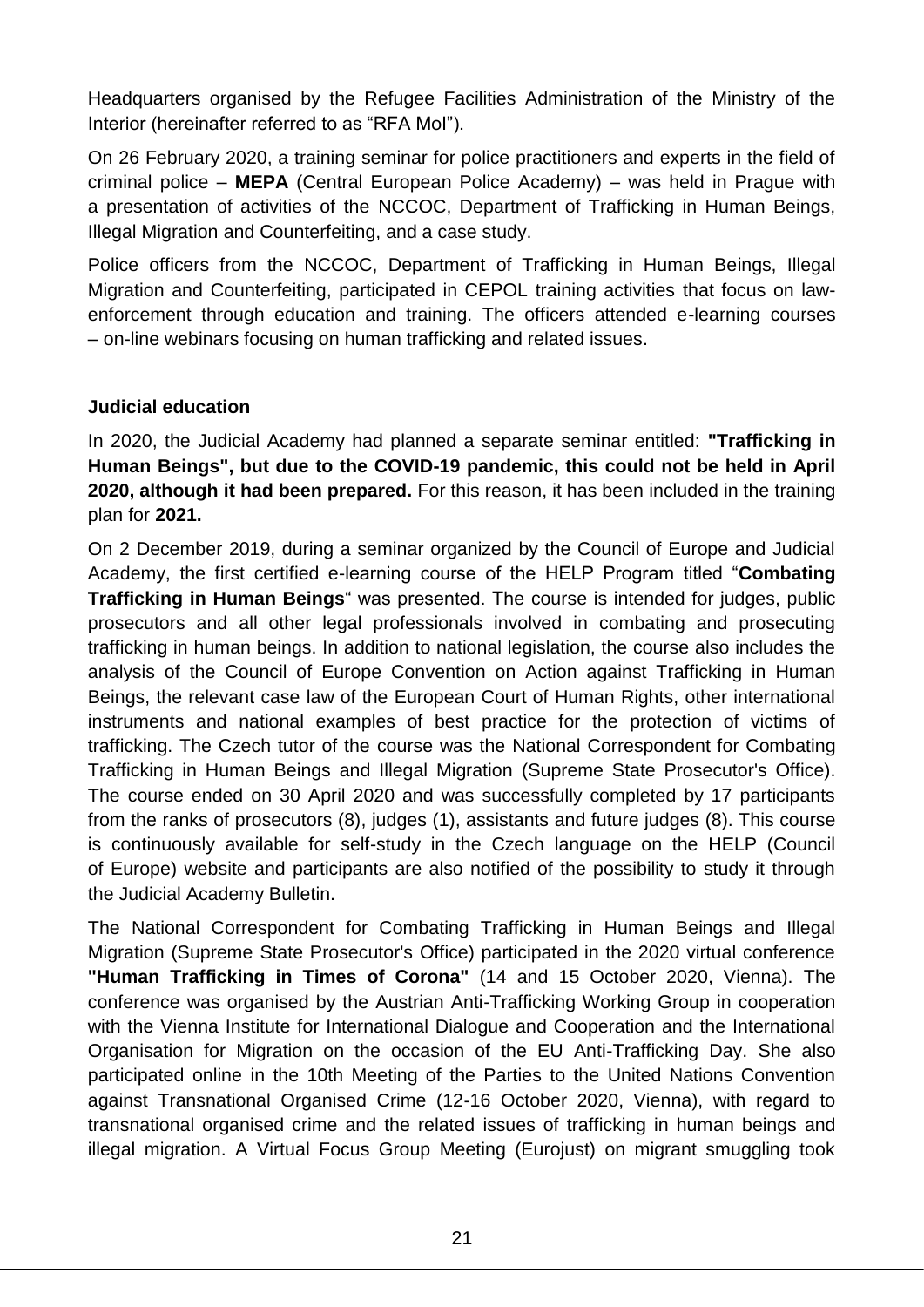Headquarters organised by the Refugee Facilities Administration of the Ministry of the Interior (hereinafter referred to as "RFA MoI").

On 26 February 2020, a training seminar for police practitioners and experts in the field of criminal police – **MEPA** (Central European Police Academy) – was held in Prague with a presentation of activities of the NCCOC, Department of Trafficking in Human Beings, Illegal Migration and Counterfeiting, and a case study.

Police officers from the NCCOC, Department of Trafficking in Human Beings, Illegal Migration and Counterfeiting, participated in CEPOL training activities that focus on law-enforcement through education and training. The officers attended e-learning courses – on-line webinars focusing on human trafficking and related issues.

**Judicial education**

In 2020, the Judicial Academy had planned a separate seminar entitled: **"Trafficking in Human Beings", but due to the COVID-19 pandemic, this could not be held in April 2020, although it had been prepared.** For this reason, it has been included in the training plan for **2021.**

On 2 December 2019, during a seminar organized by the Council of Europe and Judicial Academy, the first certified e-learning course of the HELP Program titled "**Combating Trafficking in Human Beings**" was presented. The course is intended for judges, public prosecutors and all other legal professionals involved in combating and prosecuting trafficking in human beings. In addition to national legislation, the course also includes the analysis of the Council of Europe Convention on Action against Trafficking in Human Beings, the relevant case law of the European Court of Human Rights, other international instruments and national examples of best practice for the protection of victims of trafficking. The Czech tutor of the course was the National Correspondent for Combating Trafficking in Human Beings and Illegal Migration (Supreme State Prosecutor's Office). The course ended on 30 April 2020 and was successfully completed by 17 participants from the ranks of prosecutors (8), judges (1), assistants and future judges (8). This course is continuously available for self-study in the Czech language on the HELP (Council of Europe) website and participants are also notified of the possibility to study it through the Judicial Academy Bulletin.

The National Correspondent for Combating Trafficking in Human Beings and Illegal Migration (Supreme State Prosecutor's Office) participated in the 2020 virtual conference **"Human Trafficking in Times of Corona"** (14 and 15 October 2020, Vienna). The conference was organised by the Austrian Anti-Trafficking Working Group in cooperation with the Vienna Institute for International Dialogue and Cooperation and the International Organisation for Migration on the occasion of the EU Anti-Trafficking Day. She also participated online in the 10th Meeting of the Parties to the United Nations Convention against Transnational Organised Crime (12-16 October 2020, Vienna), with regard to transnational organised crime and the related issues of trafficking in human beings and illegal migration. A Virtual Focus Group Meeting (Eurojust) on migrant smuggling took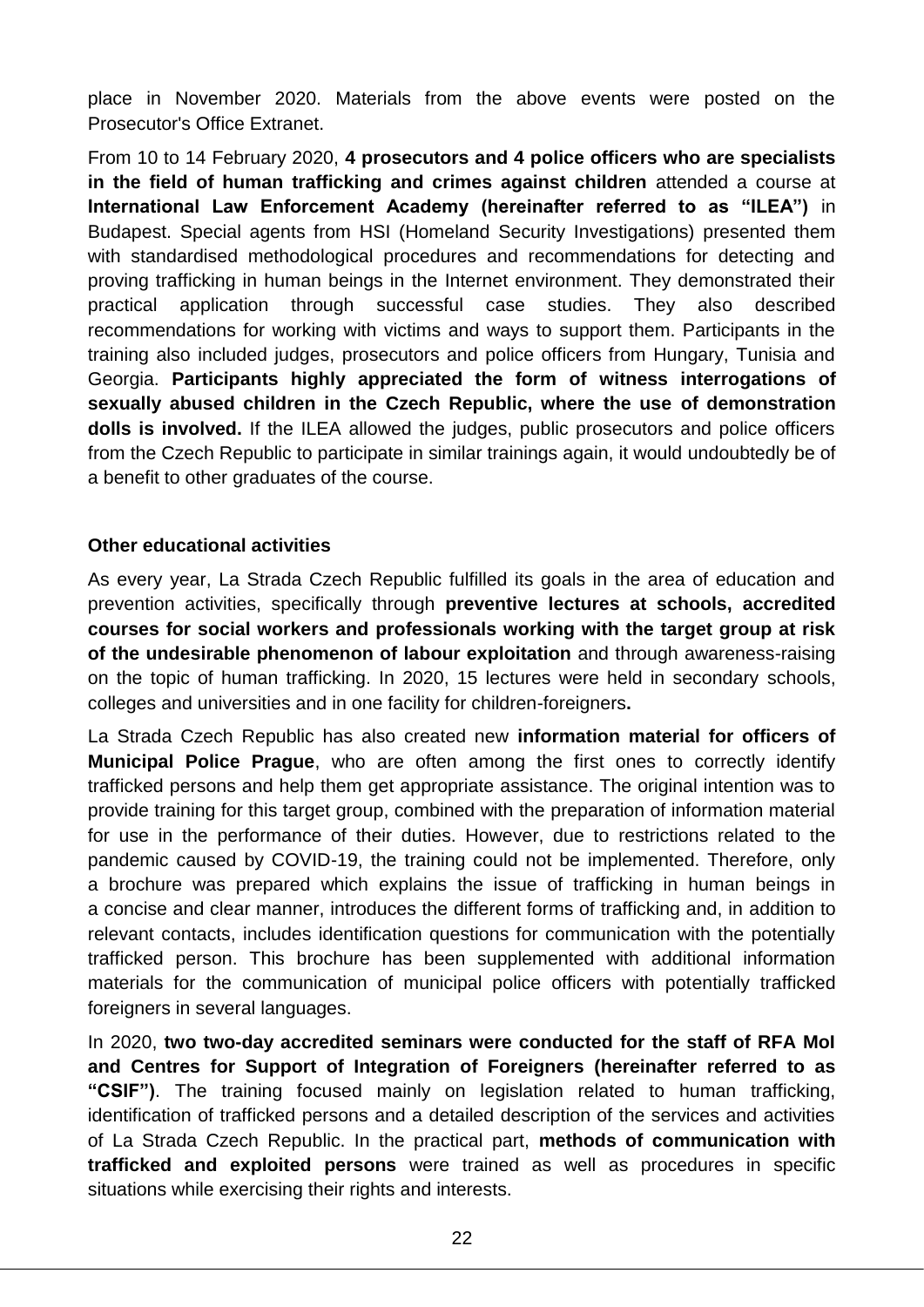place in November 2020. Materials from the above events were posted on the Prosecutor's Office Extranet.

From 10 to 14 February 2020, **4 prosecutors and 4 police officers who are specialists in the field of human trafficking and crimes against children** attended a course at **International Law Enforcement Academy (hereinafter referred to as "ILEA")** in Budapest. Special agents from HSI (Homeland Security Investigations) presented them with standardised methodological procedures and recommendations for detecting and proving trafficking in human beings in the Internet environment. They demonstrated their practical application through successful case studies. They also described recommendations for working with victims and ways to support them. Participants in the training also included judges, prosecutors and police officers from Hungary, Tunisia and Georgia. **Participants highly appreciated the form of witness interrogations of sexually abused children in the Czech Republic, where the use of demonstration dolls is involved.** If the ILEA allowed the judges, public prosecutors and police officers from the Czech Republic to participate in similar trainings again, it would undoubtedly be of a benefit to other graduates of the course.

**Other educational activities**

As every year, La Strada Czech Republic fulfilled its goals in the area of education and prevention activities, specifically through **preventive lectures at schools, accredited courses for social workers and professionals working with the target group at risk of the undesirable phenomenon of labour exploitation** and through awareness-raising on the topic of human trafficking. In 2020, 15 lectures were held in secondary schools, colleges and universities and in one facility for children-foreigners**.**

La Strada Czech Republic has also created new **information material for officers of Municipal Police Prague**, who are often among the first ones to correctly identify trafficked persons and help them get appropriate assistance. The original intention was to provide training for this target group, combined with the preparation of information material for use in the performance of their duties. However, due to restrictions related to the pandemic caused by COVID-19, the training could not be implemented. Therefore, only a brochure was prepared which explains the issue of trafficking in human beings in a concise and clear manner, introduces the different forms of trafficking and, in addition to relevant contacts, includes identification questions for communication with the potentially trafficked person. This brochure has been supplemented with additional information materials for the communication of municipal police officers with potentially trafficked foreigners in several languages.

In 2020, **two two-day accredited seminars were conducted for the staff of RFA MoI and Centres for Support of Integration of Foreigners (hereinafter referred to as "CSIF")**. The training focused mainly on legislation related to human trafficking, identification of trafficked persons and a detailed description of the services and activities of La Strada Czech Republic. In the practical part, **methods of communication with trafficked and exploited persons** were trained as well as procedures in specific situations while exercising their rights and interests.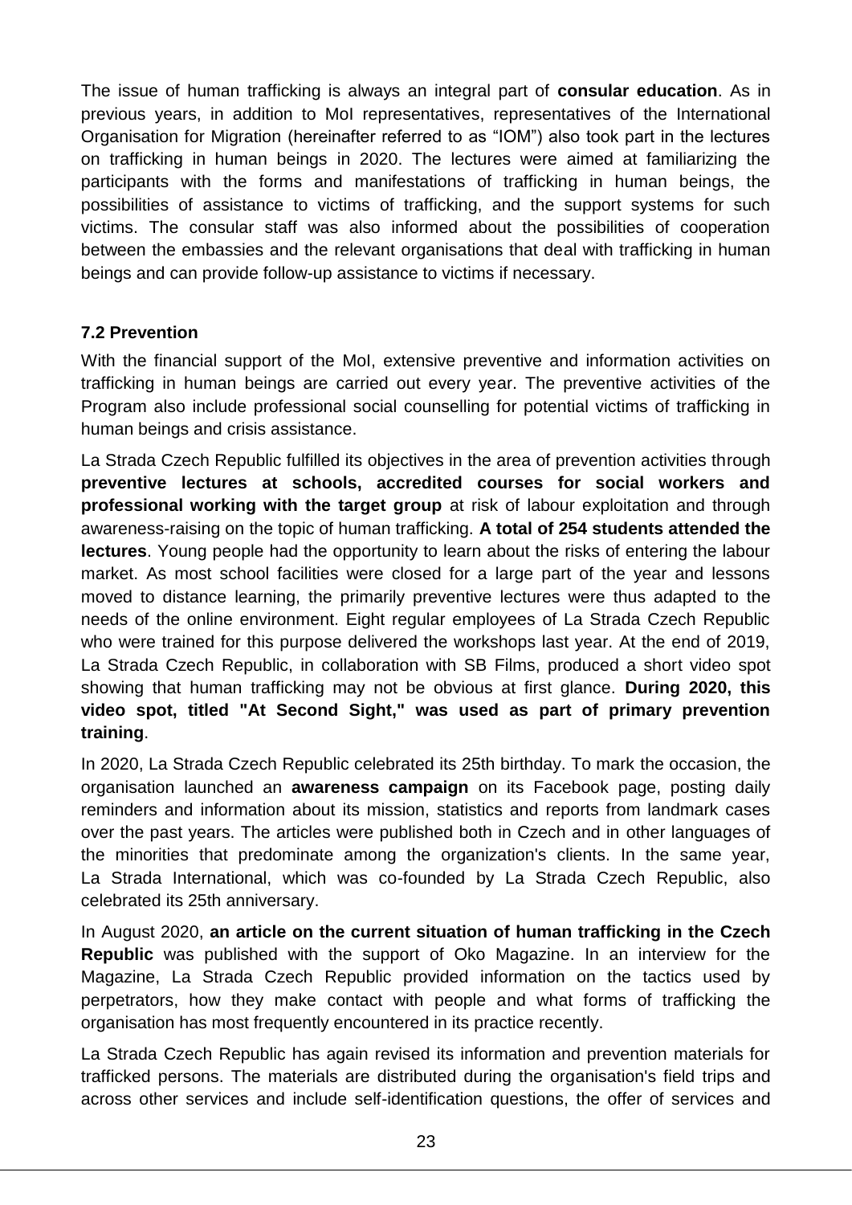The issue of human trafficking is always an integral part of **consular education**. As in previous years, in addition to MoI representatives, representatives of the International Organisation for Migration (hereinafter referred to as "IOM") also took part in the lectures on trafficking in human beings in 2020. The lectures were aimed at familiarizing the participants with the forms and manifestations of trafficking in human beings, the possibilities of assistance to victims of trafficking, and the support systems for such victims. The consular staff was also informed about the possibilities of cooperation between the embassies and the relevant organisations that deal with trafficking in human beings and can provide follow-up assistance to victims if necessary.

### 7.2 Prevention

With the financial support of the MoI, extensive preventive and information activities on trafficking in human beings are carried out every year. The preventive activities of the Program also include professional social counselling for potential victims of trafficking in human beings and crisis assistance.

La Strada Czech Republic fulfilled its objectives in the area of prevention activities through **preventive lectures at schools, accredited courses for social workers and professional working with the target group** at risk of labour exploitation and through awareness-raising on the topic of human trafficking. **A total of 254 students attended the lectures**. Young people had the opportunity to learn about the risks of entering the labour market. As most school facilities were closed for a large part of the year and lessons moved to distance learning, the primarily preventive lectures were thus adapted to the needs of the online environment. Eight regular employees of La Strada Czech Republic who were trained for this purpose delivered the workshops last year. At the end of 2019, La Strada Czech Republic, in collaboration with SB Films, produced a short video spot showing that human trafficking may not be obvious at first glance. **During 2020, this video spot, titled "At Second Sight," was used as part of primary prevention training**.

In 2020, La Strada Czech Republic celebrated its 25th birthday. To mark the occasion, the organisation launched an **awareness campaign** on its Facebook page, posting daily reminders and information about its mission, statistics and reports from landmark cases over the past years. The articles were published both in Czech and in other languages of the minorities that predominate among the organization's clients. In the same year, La Strada International, which was co-founded by La Strada Czech Republic, also celebrated its 25th anniversary.

In August 2020, **an article on the current situation of human trafficking in the Czech Republic** was published with the support of Oko Magazine. In an interview for the Magazine, La Strada Czech Republic provided information on the tactics used by perpetrators, how they make contact with people and what forms of trafficking the organisation has most frequently encountered in its practice recently.

La Strada Czech Republic has again revised its information and prevention materials for trafficked persons. The materials are distributed during the organisation's field trips and across other services and include self-identification questions, the offer of services and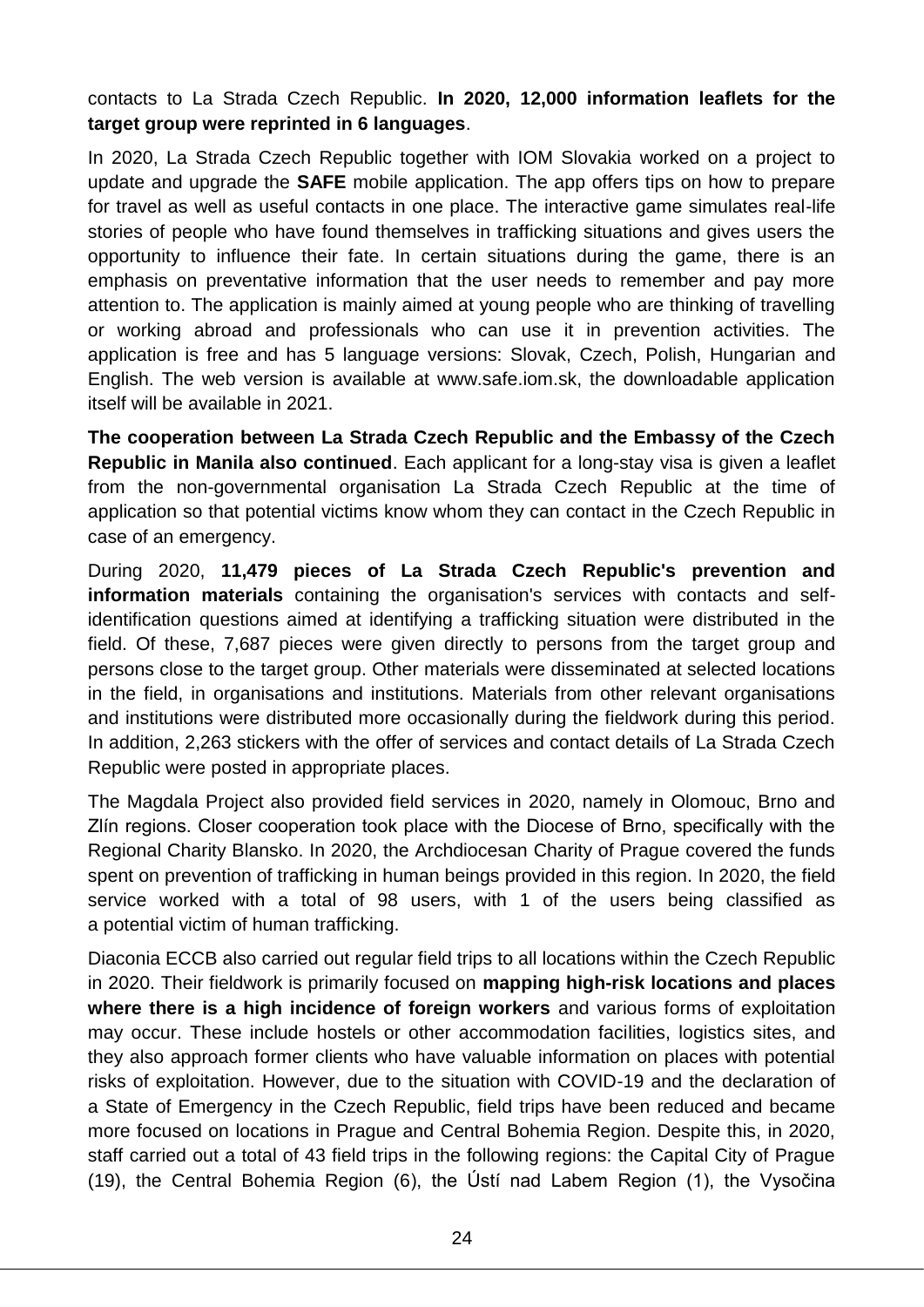contacts to La Strada Czech Republic. **In 2020, 12,000 information leaflets for the target group were reprinted in 6 languages**.

In 2020, La Strada Czech Republic together with IOM Slovakia worked on a project to update and upgrade the **SAFE** mobile application. The app offers tips on how to prepare for travel as well as useful contacts in one place. The interactive game simulates real-life stories of people who have found themselves in trafficking situations and gives users the opportunity to influence their fate. In certain situations during the game, there is an emphasis on preventative information that the user needs to remember and pay more attention to. The application is mainly aimed at young people who are thinking of travelling or working abroad and professionals who can use it in prevention activities. The application is free and has 5 language versions: Slovak, Czech, Polish, Hungarian and English. The web version is available at www.safe.iom.sk, the downloadable application itself will be available in 2021.

**The cooperation between La Strada Czech Republic and the Embassy of the Czech Republic in Manila also continued**. Each applicant for a long-stay visa is given a leaflet from the non-governmental organisation La Strada Czech Republic at the time of application so that potential victims know whom they can contact in the Czech Republic in case of an emergency.

During 2020, **11,479 pieces of La Strada Czech Republic's prevention and information materials** containing the organisation's services with contacts and self-identification questions aimed at identifying a trafficking situation were distributed in the field. Of these, 7,687 pieces were given directly to persons from the target group and persons close to the target group. Other materials were disseminated at selected locations in the field, in organisations and institutions. Materials from other relevant organisations and institutions were distributed more occasionally during the fieldwork during this period. In addition, 2,263 stickers with the offer of services and contact details of La Strada Czech Republic were posted in appropriate places.

The Magdala Project also provided field services in 2020, namely in Olomouc, Brno and Zlín regions. Closer cooperation took place with the Diocese of Brno, specifically with the Regional Charity Blansko. In 2020, the Archdiocesan Charity of Prague covered the funds spent on prevention of trafficking in human beings provided in this region. In 2020, the field service worked with a total of 98 users, with 1 of the users being classified as a potential victim of human trafficking.

Diaconia ECCB also carried out regular field trips to all locations within the Czech Republic in 2020. Their fieldwork is primarily focused on **mapping high-risk locations and places where there is a high incidence of foreign workers** and various forms of exploitation may occur. These include hostels or other accommodation facilities, logistics sites, and they also approach former clients who have valuable information on places with potential risks of exploitation. However, due to the situation with COVID-19 and the declaration of a State of Emergency in the Czech Republic, field trips have been reduced and became more focused on locations in Prague and Central Bohemia Region. Despite this, in 2020, staff carried out a total of 43 field trips in the following regions: the Capital City of Prague (19), the Central Bohemia Region (6), the Ústí nad Labem Region (1), the Vysočina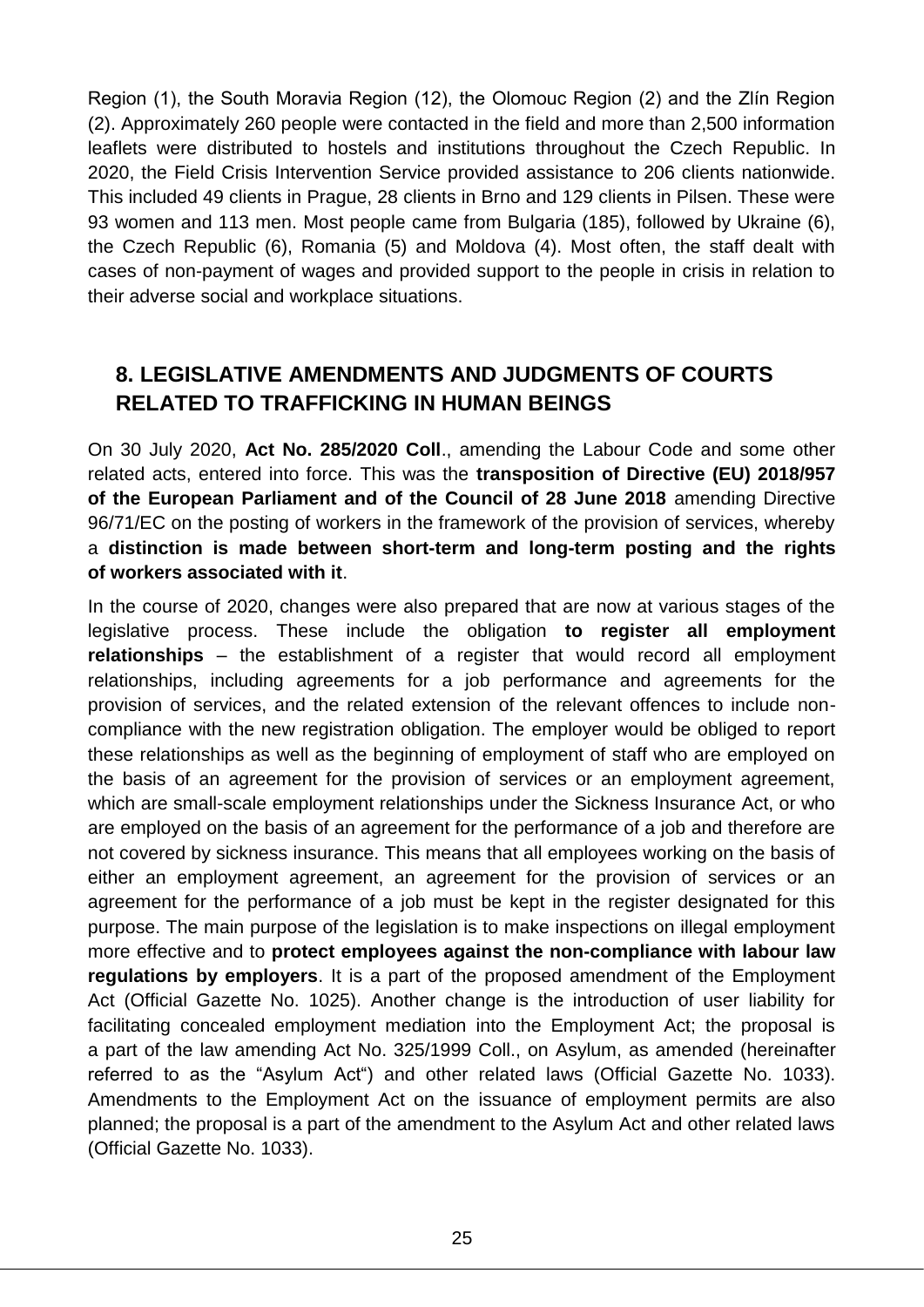Region (1), the South Moravia Region (12), the Olomouc Region (2) and the Zlín Region (2). Approximately 260 people were contacted in the field and more than 2,500 information leaflets were distributed to hostels and institutions throughout the Czech Republic. In 2020, the Field Crisis Intervention Service provided assistance to 206 clients nationwide. This included 49 clients in Prague, 28 clients in Brno and 129 clients in Pilsen. These were 93 women and 113 men. Most people came from Bulgaria (185), followed by Ukraine (6), the Czech Republic (6), Romania (5) and Moldova (4). Most often, the staff dealt with cases of non-payment of wages and provided support to the people in crisis in relation to their adverse social and workplace situations.

## 8. LEGISLATIVE AMENDMENTS AND JUDGMENTS OF COURTS RELATED TO TRAFFICKING IN HUMAN BEINGS

On 30 July 2020, **Act No. 285/2020 Coll**., amending the Labour Code and some other related acts, entered into force. This was the **transposition of Directive (EU) 2018/957 of the European Parliament and of the Council of 28 June 2018** amending Directive 96/71/EC on the posting of workers in the framework of the provision of services, whereby a **distinction is made between short-term and long-term posting and the rights of workers associated with it**.

In the course of 2020, changes were also prepared that are now at various stages of the legislative process. These include the obligation **to register all employment relationships** – the establishment of a register that would record all employment relationships, including agreements for a job performance and agreements for the provision of services, and the related extension of the relevant offences to include non-compliance with the new registration obligation. The employer would be obliged to report these relationships as well as the beginning of employment of staff who are employed on the basis of an agreement for the provision of services or an employment agreement, which are small-scale employment relationships under the Sickness Insurance Act, or who are employed on the basis of an agreement for the performance of a job and therefore are not covered by sickness insurance. This means that all employees working on the basis of either an employment agreement, an agreement for the provision of services or an agreement for the performance of a job must be kept in the register designated for this purpose. The main purpose of the legislation is to make inspections on illegal employment more effective and to **protect employees against the non-compliance with labour law regulations by employers**. It is a part of the proposed amendment of the Employment Act (Official Gazette No. 1025). Another change is the introduction of user liability for facilitating concealed employment mediation into the Employment Act; the proposal is a part of the law amending Act No. 325/1999 Coll., on Asylum, as amended (hereinafter referred to as the "Asylum Act") and other related laws (Official Gazette No. 1033). Amendments to the Employment Act on the issuance of employment permits are also planned; the proposal is a part of the amendment to the Asylum Act and other related laws (Official Gazette No. 1033).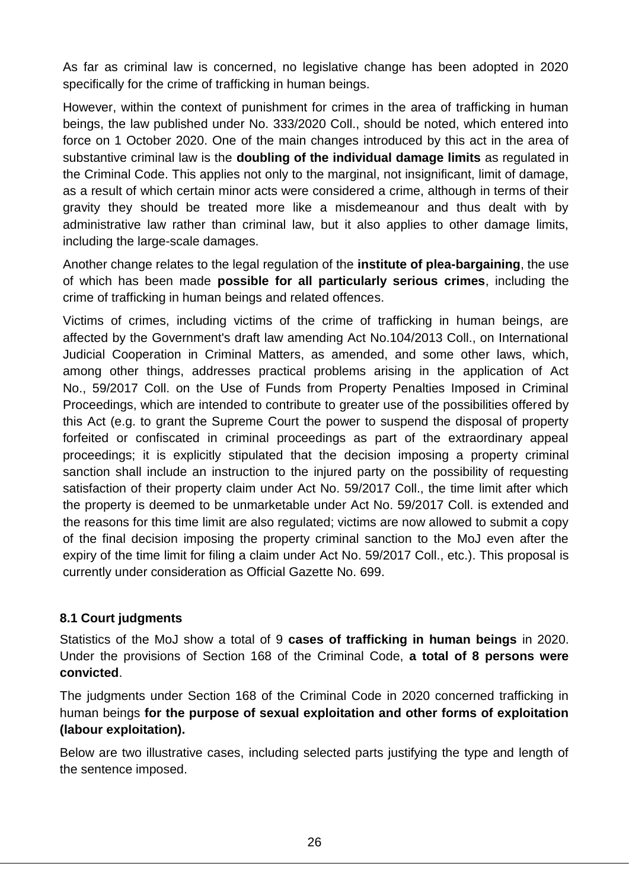As far as criminal law is concerned, no legislative change has been adopted in 2020 specifically for the crime of trafficking in human beings.

However, within the context of punishment for crimes in the area of trafficking in human beings, the law published under No. 333/2020 Coll., should be noted, which entered into force on 1 October 2020. One of the main changes introduced by this act in the area of substantive criminal law is the **doubling of the individual damage limits** as regulated in the Criminal Code. This applies not only to the marginal, not insignificant, limit of damage, as a result of which certain minor acts were considered a crime, although in terms of their gravity they should be treated more like a misdemeanour and thus dealt with by administrative law rather than criminal law, but it also applies to other damage limits, including the large-scale damages.

Another change relates to the legal regulation of the **institute of plea-bargaining**, the use of which has been made **possible for all particularly serious crimes**, including the crime of trafficking in human beings and related offences.

Victims of crimes, including victims of the crime of trafficking in human beings, are affected by the Government's draft law amending Act No.104/2013 Coll., on International Judicial Cooperation in Criminal Matters, as amended, and some other laws, which, among other things, addresses practical problems arising in the application of Act No., 59/2017 Coll. on the Use of Funds from Property Penalties Imposed in Criminal Proceedings, which are intended to contribute to greater use of the possibilities offered by this Act (e.g. to grant the Supreme Court the power to suspend the disposal of property forfeited or confiscated in criminal proceedings as part of the extraordinary appeal proceedings; it is explicitly stipulated that the decision imposing a property criminal sanction shall include an instruction to the injured party on the possibility of requesting satisfaction of their property claim under Act No. 59/2017 Coll., the time limit after which the property is deemed to be unmarketable under Act No. 59/2017 Coll. is extended and the reasons for this time limit are also regulated; victims are now allowed to submit a copy of the final decision imposing the property criminal sanction to the MoJ even after the expiry of the time limit for filing a claim under Act No. 59/2017 Coll., etc.). This proposal is currently under consideration as Official Gazette No. 699.

### 8.1 Court judgments

Statistics of the MoJ show a total of 9 **cases of trafficking in human beings** in 2020. Under the provisions of Section 168 of the Criminal Code, **a total of 8 persons were convicted**.

The judgments under Section 168 of the Criminal Code in 2020 concerned trafficking in human beings **for the purpose of sexual exploitation and other forms of exploitation (labour exploitation).**

Below are two illustrative cases, including selected parts justifying the type and length of the sentence imposed.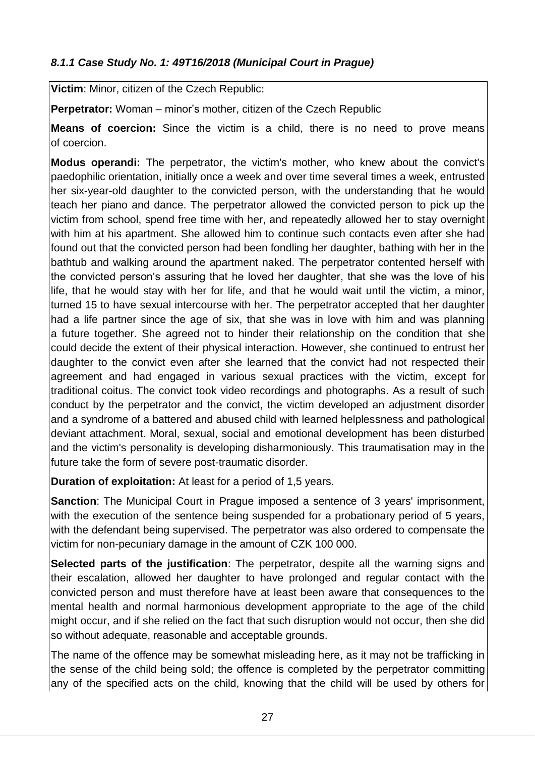#### *8.1.1 Case Study No. 1: 49T16/2018 (Municipal Court in Prague)*

**Victim**: Minor, citizen of the Czech Republic:

**Perpetrator:** Woman – minor's mother, citizen of the Czech Republic

**Means of coercion:** Since the victim is a child, there is no need to prove means of coercion.

**Modus operandi:** The perpetrator, the victim's mother, who knew about the convict's paedophilic orientation, initially once a week and over time several times a week, entrusted her six-year-old daughter to the convicted person, with the understanding that he would teach her piano and dance. The perpetrator allowed the convicted person to pick up the victim from school, spend free time with her, and repeatedly allowed her to stay overnight with him at his apartment. She allowed him to continue such contacts even after she had found out that the convicted person had been fondling her daughter, bathing with her in the bathtub and walking around the apartment naked. The perpetrator contented herself with the convicted person's assuring that he loved her daughter, that she was the love of his life, that he would stay with her for life, and that he would wait until the victim, a minor, turned 15 to have sexual intercourse with her. The perpetrator accepted that her daughter had a life partner since the age of six, that she was in love with him and was planning a future together. She agreed not to hinder their relationship on the condition that she could decide the extent of their physical interaction. However, she continued to entrust her daughter to the convict even after she learned that the convict had not respected their agreement and had engaged in various sexual practices with the victim, except for traditional coitus. The convict took video recordings and photographs. As a result of such conduct by the perpetrator and the convict, the victim developed an adjustment disorder and a syndrome of a battered and abused child with learned helplessness and pathological deviant attachment. Moral, sexual, social and emotional development has been disturbed and the victim's personality is developing disharmoniously. This traumatisation may in the future take the form of severe post-traumatic disorder.

**Duration of exploitation:** At least for a period of 1,5 years.

**Sanction**: The Municipal Court in Prague imposed a sentence of 3 years' imprisonment, with the execution of the sentence being suspended for a probationary period of 5 years, with the defendant being supervised. The perpetrator was also ordered to compensate the victim for non-pecuniary damage in the amount of CZK 100 000.

**Selected parts of the justification**: The perpetrator, despite all the warning signs and their escalation, allowed her daughter to have prolonged and regular contact with the convicted person and must therefore have at least been aware that consequences to the mental health and normal harmonious development appropriate to the age of the child might occur, and if she relied on the fact that such disruption would not occur, then she did so without adequate, reasonable and acceptable grounds.

The name of the offence may be somewhat misleading here, as it may not be trafficking in the sense of the child being sold; the offence is completed by the perpetrator committing any of the specified acts on the child, knowing that the child will be used by others for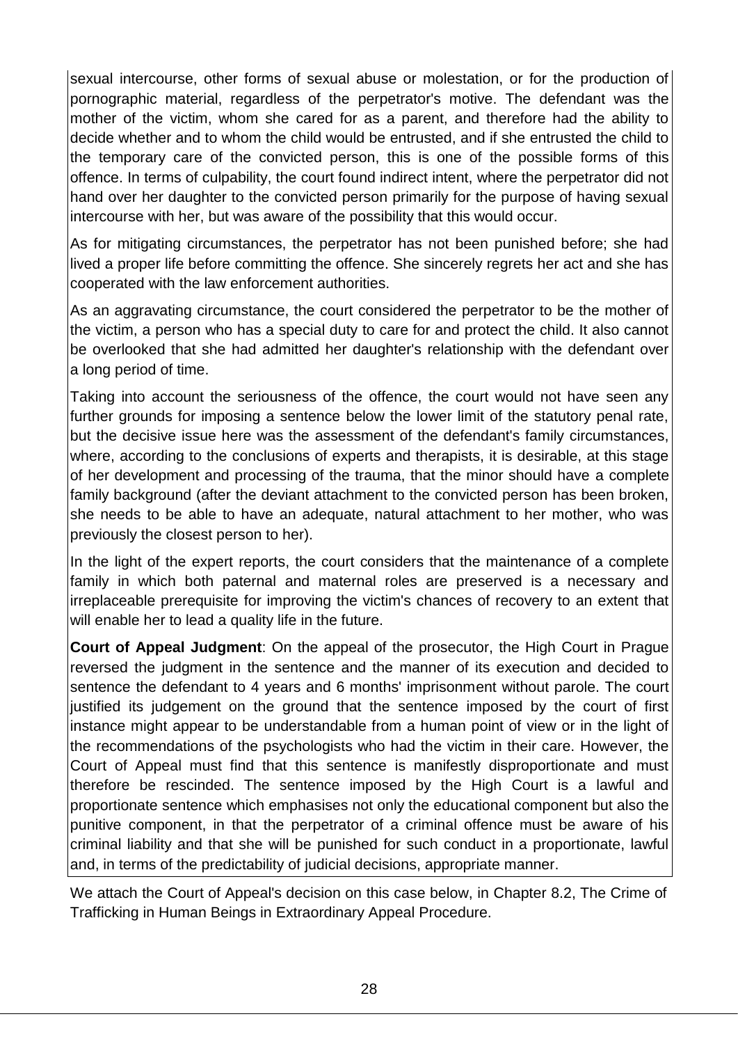sexual intercourse, other forms of sexual abuse or molestation, or for the production of pornographic material, regardless of the perpetrator's motive. The defendant was the mother of the victim, whom she cared for as a parent, and therefore had the ability to decide whether and to whom the child would be entrusted, and if she entrusted the child to the temporary care of the convicted person, this is one of the possible forms of this offence. In terms of culpability, the court found indirect intent, where the perpetrator did not hand over her daughter to the convicted person primarily for the purpose of having sexual intercourse with her, but was aware of the possibility that this would occur.

As for mitigating circumstances, the perpetrator has not been punished before; she had lived a proper life before committing the offence. She sincerely regrets her act and she has cooperated with the law enforcement authorities.

As an aggravating circumstance, the court considered the perpetrator to be the mother of the victim, a person who has a special duty to care for and protect the child. It also cannot be overlooked that she had admitted her daughter's relationship with the defendant over a long period of time.

Taking into account the seriousness of the offence, the court would not have seen any further grounds for imposing a sentence below the lower limit of the statutory penal rate, but the decisive issue here was the assessment of the defendant's family circumstances, where, according to the conclusions of experts and therapists, it is desirable, at this stage of her development and processing of the trauma, that the minor should have a complete family background (after the deviant attachment to the convicted person has been broken, she needs to be able to have an adequate, natural attachment to her mother, who was previously the closest person to her).

In the light of the expert reports, the court considers that the maintenance of a complete family in which both paternal and maternal roles are preserved is a necessary and irreplaceable prerequisite for improving the victim's chances of recovery to an extent that will enable her to lead a quality life in the future.

**Court of Appeal Judgment**: On the appeal of the prosecutor, the High Court in Prague reversed the judgment in the sentence and the manner of its execution and decided to sentence the defendant to 4 years and 6 months' imprisonment without parole. The court justified its judgement on the ground that the sentence imposed by the court of first instance might appear to be understandable from a human point of view or in the light of the recommendations of the psychologists who had the victim in their care. However, the Court of Appeal must find that this sentence is manifestly disproportionate and must therefore be rescinded. The sentence imposed by the High Court is a lawful and proportionate sentence which emphasises not only the educational component but also the punitive component, in that the perpetrator of a criminal offence must be aware of his criminal liability and that she will be punished for such conduct in a proportionate, lawful and, in terms of the predictability of judicial decisions, appropriate manner.

We attach the Court of Appeal's decision on this case below, in Chapter 8.2, The Crime of Trafficking in Human Beings in Extraordinary Appeal Procedure.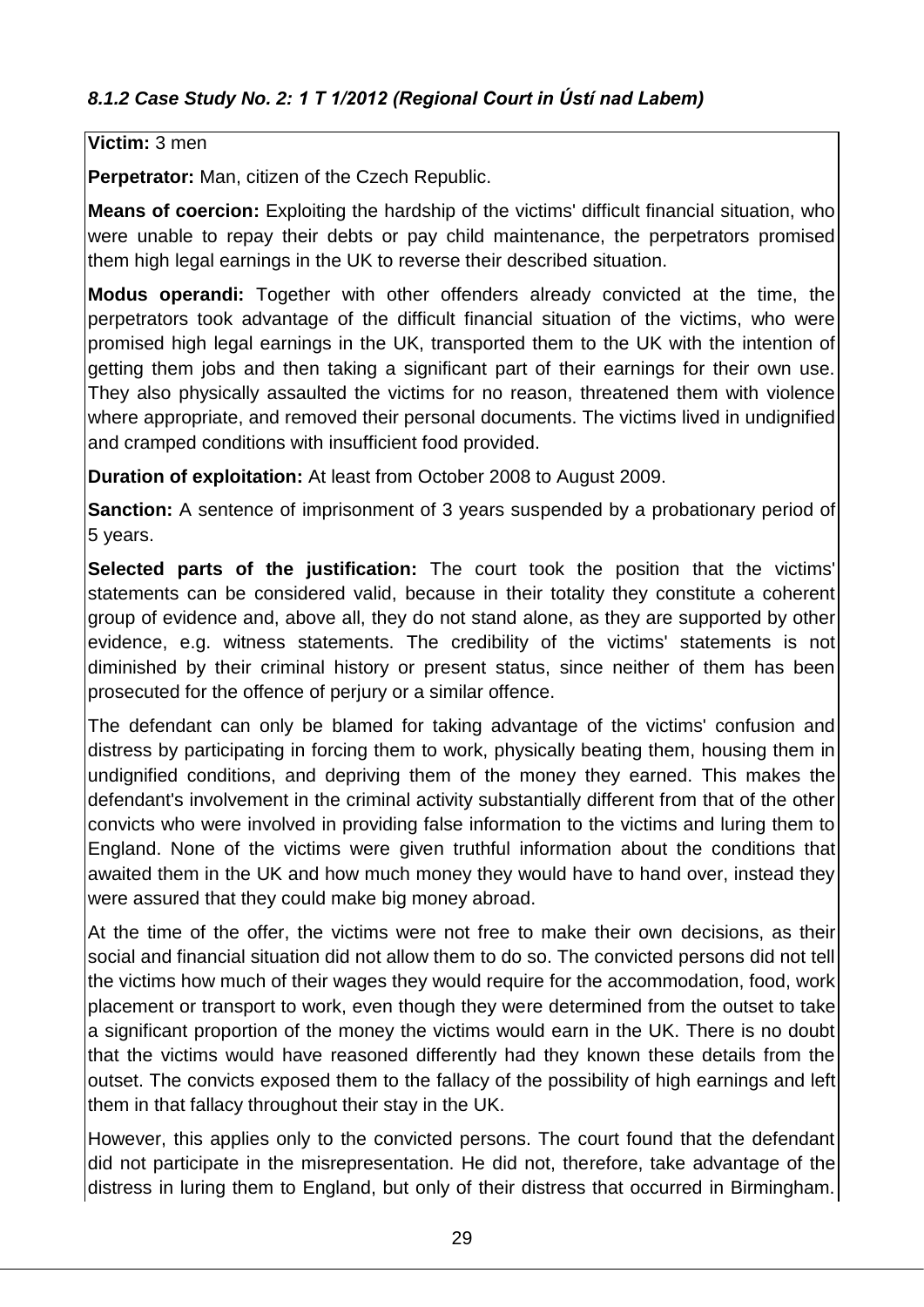#### *8.1.2 Case Study No. 2: 1 T 1/2012 (Regional Court in Ústí nad Labem)*

**Victim:** 3 men

**Perpetrator:** Man, citizen of the Czech Republic.

**Means of coercion:** Exploiting the hardship of the victims' difficult financial situation, who were unable to repay their debts or pay child maintenance, the perpetrators promised them high legal earnings in the UK to reverse their described situation.

**Modus operandi:** Together with other offenders already convicted at the time, the perpetrators took advantage of the difficult financial situation of the victims, who were promised high legal earnings in the UK, transported them to the UK with the intention of getting them jobs and then taking a significant part of their earnings for their own use. They also physically assaulted the victims for no reason, threatened them with violence where appropriate, and removed their personal documents. The victims lived in undignified and cramped conditions with insufficient food provided.

**Duration of exploitation:** At least from October 2008 to August 2009.

**Sanction:** A sentence of imprisonment of 3 years suspended by a probationary period of 5 years.

**Selected parts of the justification:** The court took the position that the victims' statements can be considered valid, because in their totality they constitute a coherent group of evidence and, above all, they do not stand alone, as they are supported by other evidence, e.g. witness statements. The credibility of the victims' statements is not diminished by their criminal history or present status, since neither of them has been prosecuted for the offence of perjury or a similar offence.

The defendant can only be blamed for taking advantage of the victims' confusion and distress by participating in forcing them to work, physically beating them, housing them in undignified conditions, and depriving them of the money they earned. This makes the defendant's involvement in the criminal activity substantially different from that of the other convicts who were involved in providing false information to the victims and luring them to England. None of the victims were given truthful information about the conditions that awaited them in the UK and how much money they would have to hand over, instead they were assured that they could make big money abroad.

At the time of the offer, the victims were not free to make their own decisions, as their social and financial situation did not allow them to do so. The convicted persons did not tell the victims how much of their wages they would require for the accommodation, food, work placement or transport to work, even though they were determined from the outset to take a significant proportion of the money the victims would earn in the UK. There is no doubt that the victims would have reasoned differently had they known these details from the outset. The convicts exposed them to the fallacy of the possibility of high earnings and left them in that fallacy throughout their stay in the UK.

However, this applies only to the convicted persons. The court found that the defendant did not participate in the misrepresentation. He did not, therefore, take advantage of the distress in luring them to England, but only of their distress that occurred in Birmingham.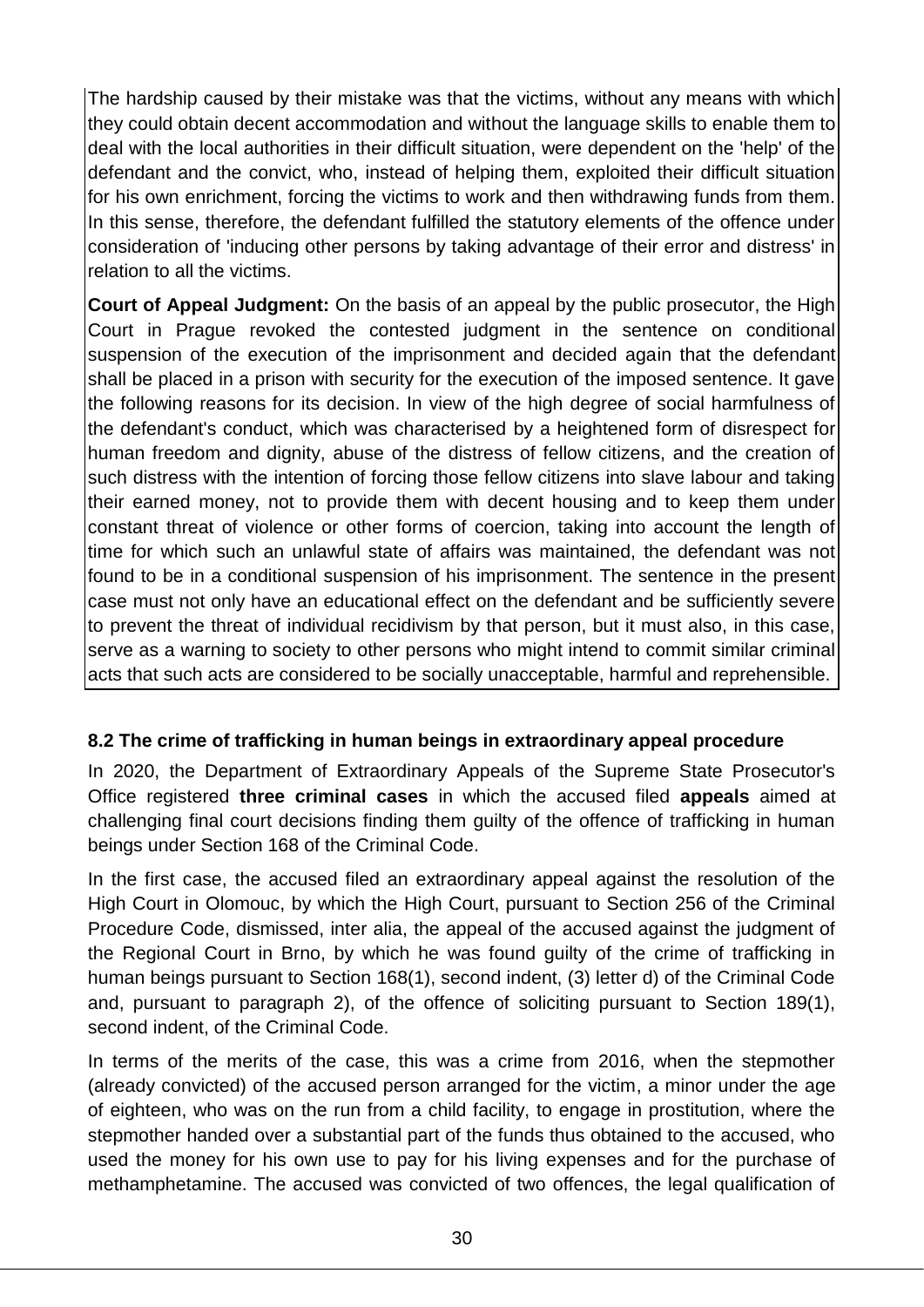The hardship caused by their mistake was that the victims, without any means with which they could obtain decent accommodation and without the language skills to enable them to deal with the local authorities in their difficult situation, were dependent on the 'help' of the defendant and the convict, who, instead of helping them, exploited their difficult situation for his own enrichment, forcing the victims to work and then withdrawing funds from them. In this sense, therefore, the defendant fulfilled the statutory elements of the offence under consideration of 'inducing other persons by taking advantage of their error and distress' in relation to all the victims.

**Court of Appeal Judgment:** On the basis of an appeal by the public prosecutor, the High Court in Prague revoked the contested judgment in the sentence on conditional suspension of the execution of the imprisonment and decided again that the defendant shall be placed in a prison with security for the execution of the imposed sentence. It gave the following reasons for its decision. In view of the high degree of social harmfulness of the defendant's conduct, which was characterised by a heightened form of disrespect for human freedom and dignity, abuse of the distress of fellow citizens, and the creation of such distress with the intention of forcing those fellow citizens into slave labour and taking their earned money, not to provide them with decent housing and to keep them under constant threat of violence or other forms of coercion, taking into account the length of time for which such an unlawful state of affairs was maintained, the defendant was not found to be in a conditional suspension of his imprisonment. The sentence in the present case must not only have an educational effect on the defendant and be sufficiently severe to prevent the threat of individual recidivism by that person, but it must also, in this case, serve as a warning to society to other persons who might intend to commit similar criminal acts that such acts are considered to be socially unacceptable, harmful and reprehensible.

### 8.2 The crime of trafficking in human beings in extraordinary appeal procedure

In 2020, the Department of Extraordinary Appeals of the Supreme State Prosecutor's Office registered **three criminal cases** in which the accused filed **appeals** aimed at challenging final court decisions finding them guilty of the offence of trafficking in human beings under Section 168 of the Criminal Code.

In the first case, the accused filed an extraordinary appeal against the resolution of the High Court in Olomouc, by which the High Court, pursuant to Section 256 of the Criminal Procedure Code, dismissed, inter alia, the appeal of the accused against the judgment of the Regional Court in Brno, by which he was found guilty of the crime of trafficking in human beings pursuant to Section 168(1), second indent, (3) letter d) of the Criminal Code and, pursuant to paragraph 2), of the offence of soliciting pursuant to Section 189(1), second indent, of the Criminal Code.

In terms of the merits of the case, this was a crime from 2016, when the stepmother (already convicted) of the accused person arranged for the victim, a minor under the age of eighteen, who was on the run from a child facility, to engage in prostitution, where the stepmother handed over a substantial part of the funds thus obtained to the accused, who used the money for his own use to pay for his living expenses and for the purchase of methamphetamine. The accused was convicted of two offences, the legal qualification of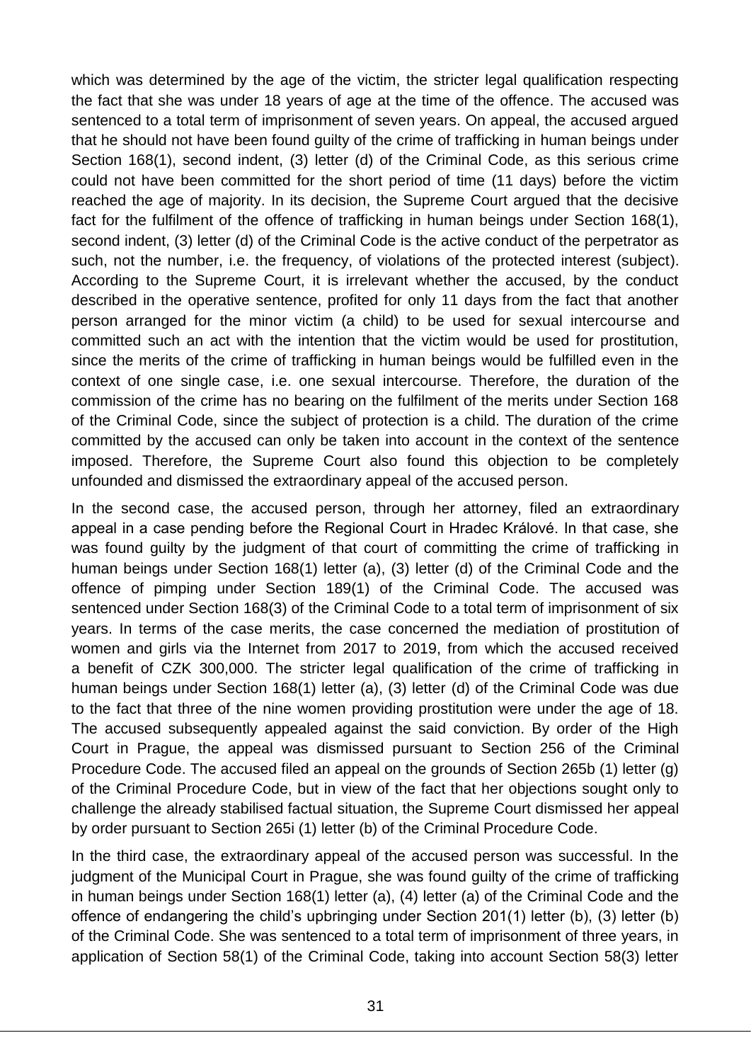which was determined by the age of the victim, the stricter legal qualification respecting the fact that she was under 18 years of age at the time of the offence. The accused was sentenced to a total term of imprisonment of seven years. On appeal, the accused argued that he should not have been found guilty of the crime of trafficking in human beings under Section 168(1), second indent, (3) letter (d) of the Criminal Code, as this serious crime could not have been committed for the short period of time (11 days) before the victim reached the age of majority. In its decision, the Supreme Court argued that the decisive fact for the fulfilment of the offence of trafficking in human beings under Section 168(1), second indent, (3) letter (d) of the Criminal Code is the active conduct of the perpetrator as such, not the number, i.e. the frequency, of violations of the protected interest (subject). According to the Supreme Court, it is irrelevant whether the accused, by the conduct described in the operative sentence, profited for only 11 days from the fact that another person arranged for the minor victim (a child) to be used for sexual intercourse and committed such an act with the intention that the victim would be used for prostitution, since the merits of the crime of trafficking in human beings would be fulfilled even in the context of one single case, i.e. one sexual intercourse. Therefore, the duration of the commission of the crime has no bearing on the fulfilment of the merits under Section 168 of the Criminal Code, since the subject of protection is a child. The duration of the crime committed by the accused can only be taken into account in the context of the sentence imposed. Therefore, the Supreme Court also found this objection to be completely unfounded and dismissed the extraordinary appeal of the accused person.

In the second case, the accused person, through her attorney, filed an extraordinary appeal in a case pending before the Regional Court in Hradec Králové. In that case, she was found guilty by the judgment of that court of committing the crime of trafficking in human beings under Section 168(1) letter (a), (3) letter (d) of the Criminal Code and the offence of pimping under Section 189(1) of the Criminal Code. The accused was sentenced under Section 168(3) of the Criminal Code to a total term of imprisonment of six years. In terms of the case merits, the case concerned the mediation of prostitution of women and girls via the Internet from 2017 to 2019, from which the accused received a benefit of CZK 300,000. The stricter legal qualification of the crime of trafficking in human beings under Section 168(1) letter (a), (3) letter (d) of the Criminal Code was due to the fact that three of the nine women providing prostitution were under the age of 18. The accused subsequently appealed against the said conviction. By order of the High Court in Prague, the appeal was dismissed pursuant to Section 256 of the Criminal Procedure Code. The accused filed an appeal on the grounds of Section 265b (1) letter (g) of the Criminal Procedure Code, but in view of the fact that her objections sought only to challenge the already stabilised factual situation, the Supreme Court dismissed her appeal by order pursuant to Section 265i (1) letter (b) of the Criminal Procedure Code.

In the third case, the extraordinary appeal of the accused person was successful. In the judgment of the Municipal Court in Prague, she was found guilty of the crime of trafficking in human beings under Section 168(1) letter (a), (4) letter (a) of the Criminal Code and the offence of endangering the child's upbringing under Section 201(1) letter (b), (3) letter (b) of the Criminal Code. She was sentenced to a total term of imprisonment of three years, in application of Section 58(1) of the Criminal Code, taking into account Section 58(3) letter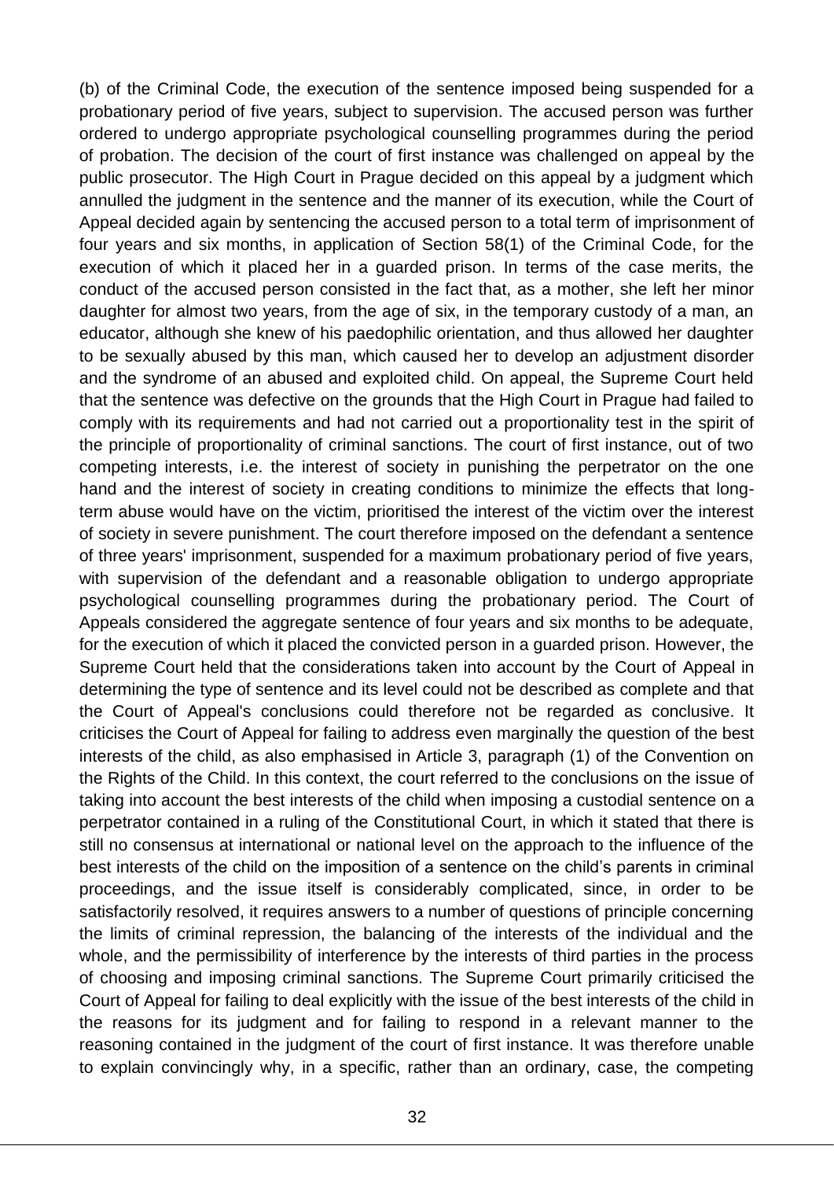(b) of the Criminal Code, the execution of the sentence imposed being suspended for a probationary period of five years, subject to supervision. The accused person was further ordered to undergo appropriate psychological counselling programmes during the period of probation. The decision of the court of first instance was challenged on appeal by the public prosecutor. The High Court in Prague decided on this appeal by a judgment which annulled the judgment in the sentence and the manner of its execution, while the Court of Appeal decided again by sentencing the accused person to a total term of imprisonment of four years and six months, in application of Section 58(1) of the Criminal Code, for the execution of which it placed her in a guarded prison. In terms of the case merits, the conduct of the accused person consisted in the fact that, as a mother, she left her minor daughter for almost two years, from the age of six, in the temporary custody of a man, an educator, although she knew of his paedophilic orientation, and thus allowed her daughter to be sexually abused by this man, which caused her to develop an adjustment disorder and the syndrome of an abused and exploited child. On appeal, the Supreme Court held that the sentence was defective on the grounds that the High Court in Prague had failed to comply with its requirements and had not carried out a proportionality test in the spirit of the principle of proportionality of criminal sanctions. The court of first instance, out of two competing interests, i.e. the interest of society in punishing the perpetrator on the one hand and the interest of society in creating conditions to minimize the effects that long-term abuse would have on the victim, prioritised the interest of the victim over the interest of society in severe punishment. The court therefore imposed on the defendant a sentence of three years' imprisonment, suspended for a maximum probationary period of five years, with supervision of the defendant and a reasonable obligation to undergo appropriate psychological counselling programmes during the probationary period. The Court of Appeals considered the aggregate sentence of four years and six months to be adequate, for the execution of which it placed the convicted person in a guarded prison. However, the Supreme Court held that the considerations taken into account by the Court of Appeal in determining the type of sentence and its level could not be described as complete and that the Court of Appeal's conclusions could therefore not be regarded as conclusive. It criticises the Court of Appeal for failing to address even marginally the question of the best interests of the child, as also emphasised in Article 3, paragraph (1) of the Convention on the Rights of the Child. In this context, the court referred to the conclusions on the issue of taking into account the best interests of the child when imposing a custodial sentence on a perpetrator contained in a ruling of the Constitutional Court, in which it stated that there is still no consensus at international or national level on the approach to the influence of the best interests of the child on the imposition of a sentence on the child's parents in criminal proceedings, and the issue itself is considerably complicated, since, in order to be satisfactorily resolved, it requires answers to a number of questions of principle concerning the limits of criminal repression, the balancing of the interests of the individual and the whole, and the permissibility of interference by the interests of third parties in the process of choosing and imposing criminal sanctions. The Supreme Court primarily criticised the Court of Appeal for failing to deal explicitly with the issue of the best interests of the child in the reasons for its judgment and for failing to respond in a relevant manner to the reasoning contained in the judgment of the court of first instance. It was therefore unable to explain convincingly why, in a specific, rather than an ordinary, case, the competing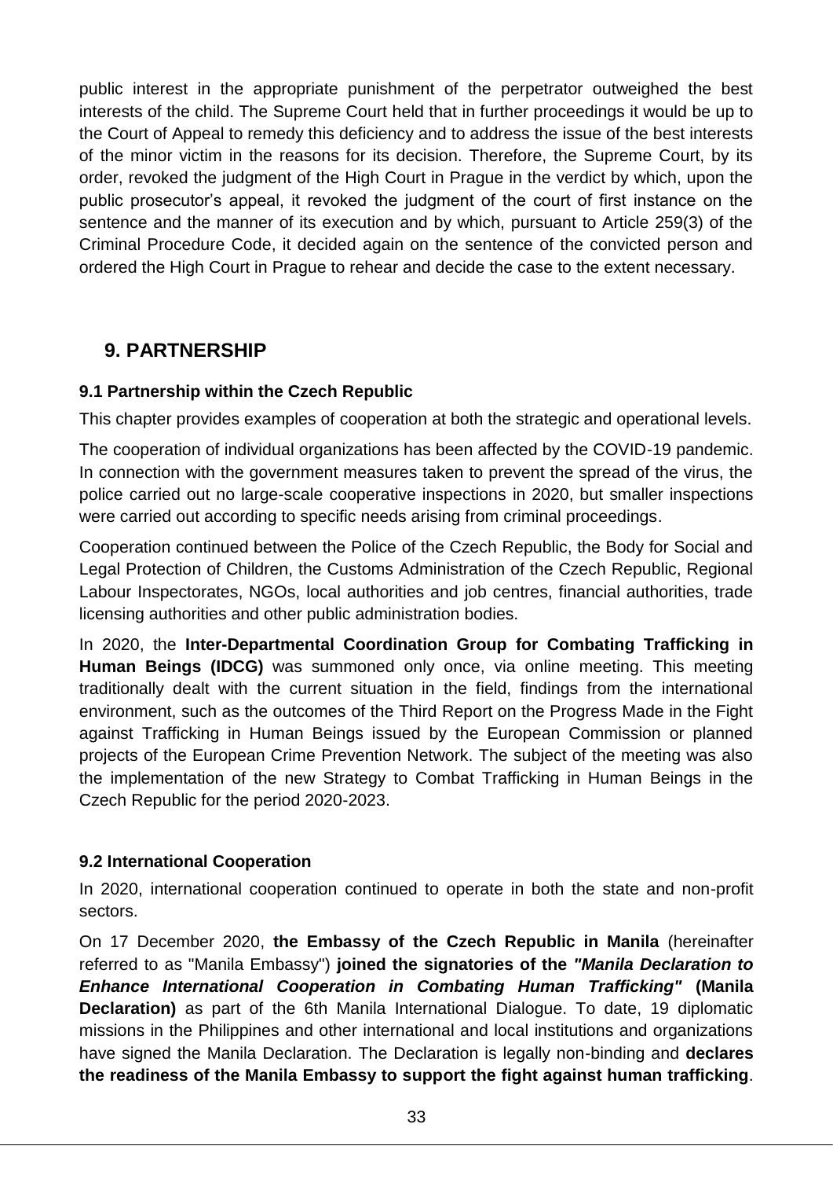public interest in the appropriate punishment of the perpetrator outweighed the best interests of the child. The Supreme Court held that in further proceedings it would be up to the Court of Appeal to remedy this deficiency and to address the issue of the best interests of the minor victim in the reasons for its decision. Therefore, the Supreme Court, by its order, revoked the judgment of the High Court in Prague in the verdict by which, upon the public prosecutor's appeal, it revoked the judgment of the court of first instance on the sentence and the manner of its execution and by which, pursuant to Article 259(3) of the Criminal Procedure Code, it decided again on the sentence of the convicted person and ordered the High Court in Prague to rehear and decide the case to the extent necessary.

## 9. PARTNERSHIP

### 9.1 Partnership within the Czech Republic

This chapter provides examples of cooperation at both the strategic and operational levels.

The cooperation of individual organizations has been affected by the COVID-19 pandemic. In connection with the government measures taken to prevent the spread of the virus, the police carried out no large-scale cooperative inspections in 2020, but smaller inspections were carried out according to specific needs arising from criminal proceedings.

Cooperation continued between the Police of the Czech Republic, the Body for Social and Legal Protection of Children, the Customs Administration of the Czech Republic, Regional Labour Inspectorates, NGOs, local authorities and job centres, financial authorities, trade licensing authorities and other public administration bodies.

In 2020, the **Inter-Departmental Coordination Group for Combating Trafficking in Human Beings (IDCG)** was summoned only once, via online meeting. This meeting traditionally dealt with the current situation in the field, findings from the international environment, such as the outcomes of the Third Report on the Progress Made in the Fight against Trafficking in Human Beings issued by the European Commission or planned projects of the European Crime Prevention Network. The subject of the meeting was also the implementation of the new Strategy to Combat Trafficking in Human Beings in the Czech Republic for the period 2020-2023.

### 9.2 International Cooperation

In 2020, international cooperation continued to operate in both the state and non-profit sectors.

On 17 December 2020, **the Embassy of the Czech Republic in Manila** (hereinafter referred to as "Manila Embassy") **joined the signatories of the *"Manila Declaration to Enhance International Cooperation in Combating Human Trafficking"* (Manila Declaration)** as part of the 6th Manila International Dialogue. To date, 19 diplomatic missions in the Philippines and other international and local institutions and organizations have signed the Manila Declaration. The Declaration is legally non-binding and **declares the readiness of the Manila Embassy to support the fight against human trafficking**.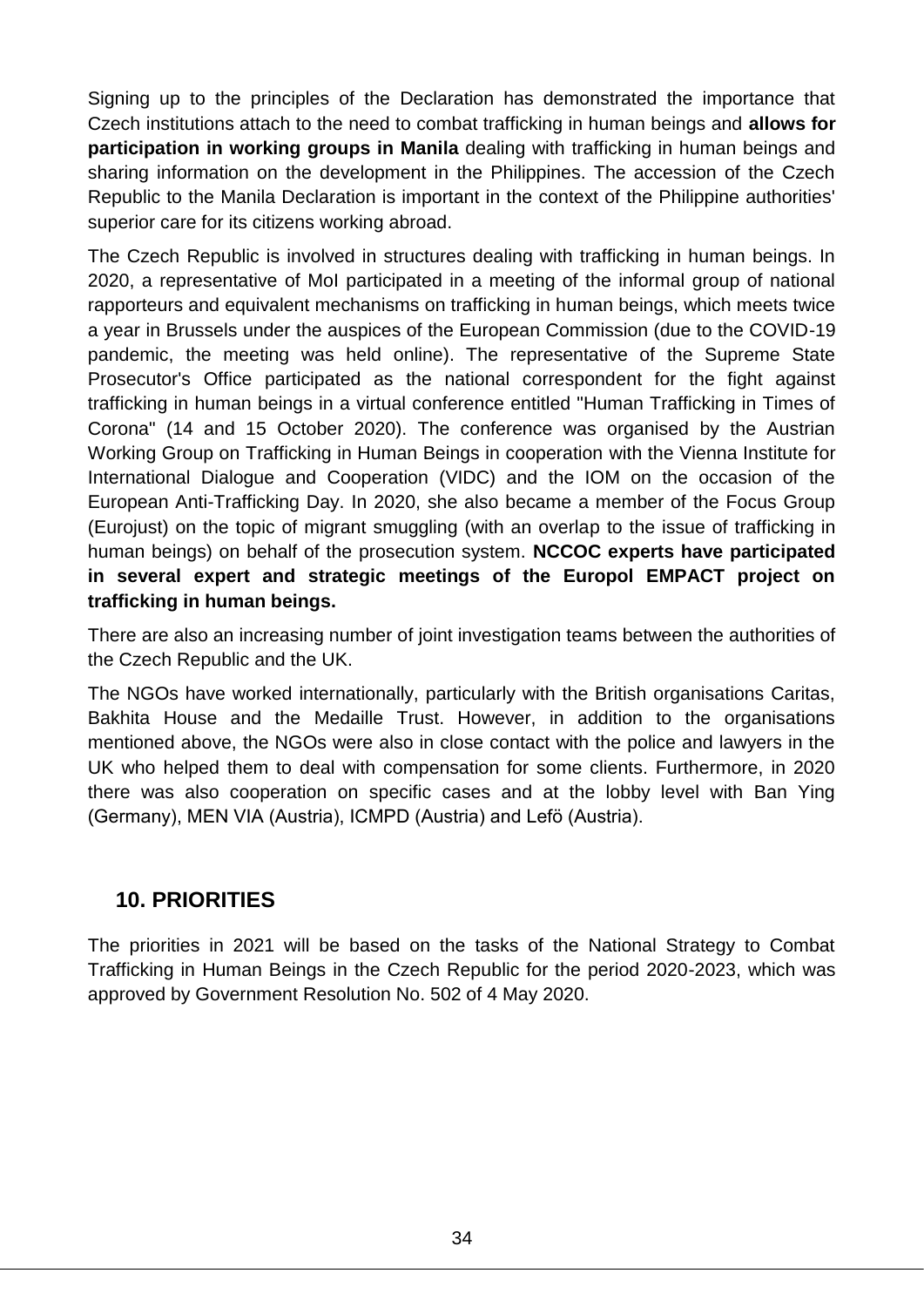Signing up to the principles of the Declaration has demonstrated the importance that Czech institutions attach to the need to combat trafficking in human beings and **allows for participation in working groups in Manila** dealing with trafficking in human beings and sharing information on the development in the Philippines. The accession of the Czech Republic to the Manila Declaration is important in the context of the Philippine authorities' superior care for its citizens working abroad.

The Czech Republic is involved in structures dealing with trafficking in human beings. In 2020, a representative of MoI participated in a meeting of the informal group of national rapporteurs and equivalent mechanisms on trafficking in human beings, which meets twice a year in Brussels under the auspices of the European Commission (due to the COVID-19 pandemic, the meeting was held online). The representative of the Supreme State Prosecutor's Office participated as the national correspondent for the fight against trafficking in human beings in a virtual conference entitled "Human Trafficking in Times of Corona" (14 and 15 October 2020). The conference was organised by the Austrian Working Group on Trafficking in Human Beings in cooperation with the Vienna Institute for International Dialogue and Cooperation (VIDC) and the IOM on the occasion of the European Anti-Trafficking Day. In 2020, she also became a member of the Focus Group (Eurojust) on the topic of migrant smuggling (with an overlap to the issue of trafficking in human beings) on behalf of the prosecution system. **NCCOC experts have participated in several expert and strategic meetings of the Europol EMPACT project on trafficking in human beings.**

There are also an increasing number of joint investigation teams between the authorities of the Czech Republic and the UK.

The NGOs have worked internationally, particularly with the British organisations Caritas, Bakhita House and the Medaille Trust. However, in addition to the organisations mentioned above, the NGOs were also in close contact with the police and lawyers in the UK who helped them to deal with compensation for some clients. Furthermore, in 2020 there was also cooperation on specific cases and at the lobby level with Ban Ying (Germany), MEN VIA (Austria), ICMPD (Austria) and Lefö (Austria).

## 10. PRIORITIES

The priorities in 2021 will be based on the tasks of the National Strategy to Combat Trafficking in Human Beings in the Czech Republic for the period 2020-2023, which was approved by Government Resolution No. 502 of 4 May 2020.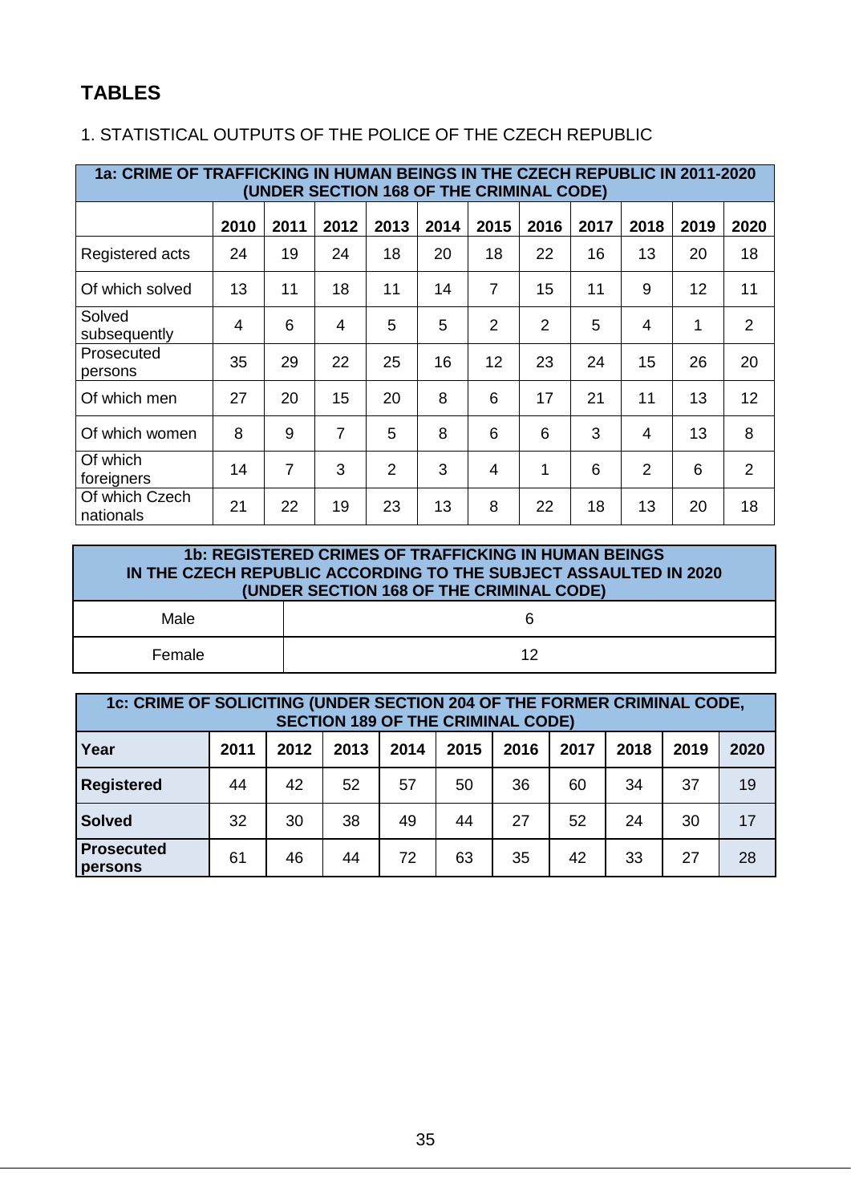# TABLES

1. STATISTICAL OUTPUTS OF THE POLICE OF THE CZECH REPUBLIC

**1a: CRIME OF TRAFFICKING IN HUMAN BEINGS IN THE CZECH REPUBLIC IN 2011-2020 (UNDER SECTION 168 OF THE CRIMINAL CODE)**

| | 2010 | 2011 | 2012 | 2013 | 2014 | 2015 | 2016 | 2017 | 2018 | 2019 | 2020 |
|---|---|---|---|---|---|---|---|---|---|---|---|
| Registered acts | 24 | 19 | 24 | 18 | 20 | 18 | 22 | 16 | 13 | 20 | 18 |
| Of which solved | 13 | 11 | 18 | 11 | 14 | 7 | 15 | 11 | 9 | 12 | 11 |
| Solved subsequently | 4 | 6 | 4 | 5 | 5 | 2 | 2 | 5 | 4 | 1 | 2 |
| Prosecuted persons | 35 | 29 | 22 | 25 | 16 | 12 | 23 | 24 | 15 | 26 | 20 |
| Of which men | 27 | 20 | 15 | 20 | 8 | 6 | 17 | 21 | 11 | 13 | 12 |
| Of which women | 8 | 9 | 7 | 5 | 8 | 6 | 6 | 3 | 4 | 13 | 8 |
| Of which foreigners | 14 | 7 | 3 | 2 | 3 | 4 | 1 | 6 | 2 | 6 | 2 |
| Of which Czech nationals | 21 | 22 | 19 | 23 | 13 | 8 | 22 | 18 | 13 | 20 | 18 |

**1b: REGISTERED CRIMES OF TRAFFICKING IN HUMAN BEINGS IN THE CZECH REPUBLIC ACCORDING TO THE SUBJECT ASSAULTED IN 2020 (UNDER SECTION 168 OF THE CRIMINAL CODE)**

| | |
|---|---|
| Male | 6 |
| Female | 12 |

**1c: CRIME OF SOLICITING (UNDER SECTION 204 OF THE FORMER CRIMINAL CODE, SECTION 189 OF THE CRIMINAL CODE)**

| **Year** | 2011 | 2012 | 2013 | 2014 | 2015 | 2016 | 2017 | 2018 | 2019 | 2020 |
|---|---|---|---|---|---|---|---|---|---|---|
| **Registered** | 44 | 42 | 52 | 57 | 50 | 36 | 60 | 34 | 37 | 19 |
| **Solved** | 32 | 30 | 38 | 49 | 44 | 27 | 52 | 24 | 30 | 17 |
| **Prosecuted persons** | 61 | 46 | 44 | 72 | 63 | 35 | 42 | 33 | 27 | 28 |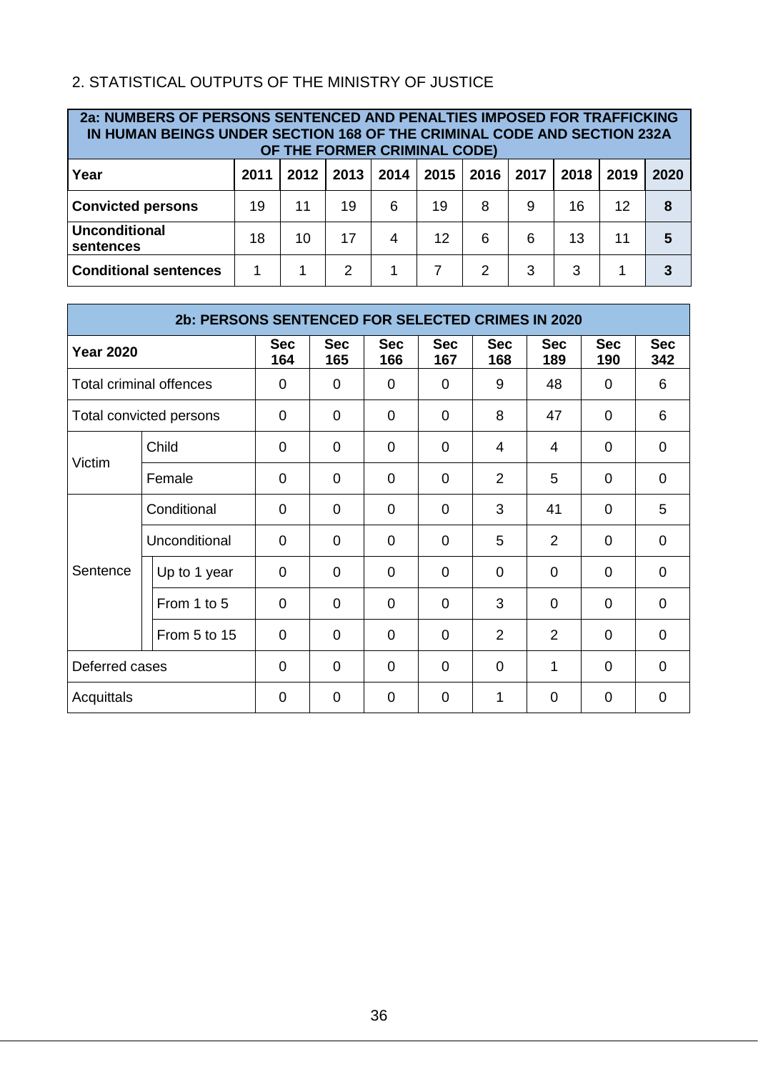## 2. STATISTICAL OUTPUTS OF THE MINISTRY OF JUSTICE

| 2a: NUMBERS OF PERSONS SENTENCED AND PENALTIES IMPOSED FOR TRAFFICKING IN HUMAN BEINGS UNDER SECTION 168 OF THE CRIMINAL CODE AND SECTION 232A OF THE FORMER CRIMINAL CODE) | | | | | | | | | | |
|---|---|---|---|---|---|---|---|---|---|---|
| **Year** | **2011** | **2012** | **2013** | **2014** | **2015** | **2016** | **2017** | **2018** | **2019** | **2020** |
| **Convicted persons** | 19 | 11 | 19 | 6 | 19 | 8 | 9 | 16 | 12 | **8** |
| **Unconditional sentences** | 18 | 10 | 17 | 4 | 12 | 6 | 6 | 13 | 11 | **5** |
| **Conditional sentences** | 1 | 1 | 2 | 1 | 7 | 2 | 3 | 3 | 1 | **3** |

| 2b: PERSONS SENTENCED FOR SELECTED CRIMES IN 2020 | | | | | | | | | | |
|---|---|---|---|---|---|---|---|---|---|---|
| **Year 2020** | | | **Sec 164** | **Sec 165** | **Sec 166** | **Sec 167** | **Sec 168** | **Sec 189** | **Sec 190** | **Sec 342** |
| Total criminal offences | | | 0 | 0 | 0 | 0 | 9 | 48 | 0 | 6 |
| Total convicted persons | | | 0 | 0 | 0 | 0 | 8 | 47 | 0 | 6 |
| Victim | Child | | 0 | 0 | 0 | 0 | 4 | 4 | 0 | 0 |
| | Female | | 0 | 0 | 0 | 0 | 2 | 5 | 0 | 0 |
| Sentence | Conditional | | 0 | 0 | 0 | 0 | 3 | 41 | 0 | 5 |
| | Unconditional | | 0 | 0 | 0 | 0 | 5 | 2 | 0 | 0 |
| | | Up to 1 year | 0 | 0 | 0 | 0 | 0 | 0 | 0 | 0 |
| | | From 1 to 5 | 0 | 0 | 0 | 0 | 3 | 0 | 0 | 0 |
| | | From 5 to 15 | 0 | 0 | 0 | 0 | 2 | 2 | 0 | 0 |
| Deferred cases | | | 0 | 0 | 0 | 0 | 0 | 1 | 0 | 0 |
| Acquittals | | | 0 | 0 | 0 | 0 | 1 | 0 | 0 | 0 |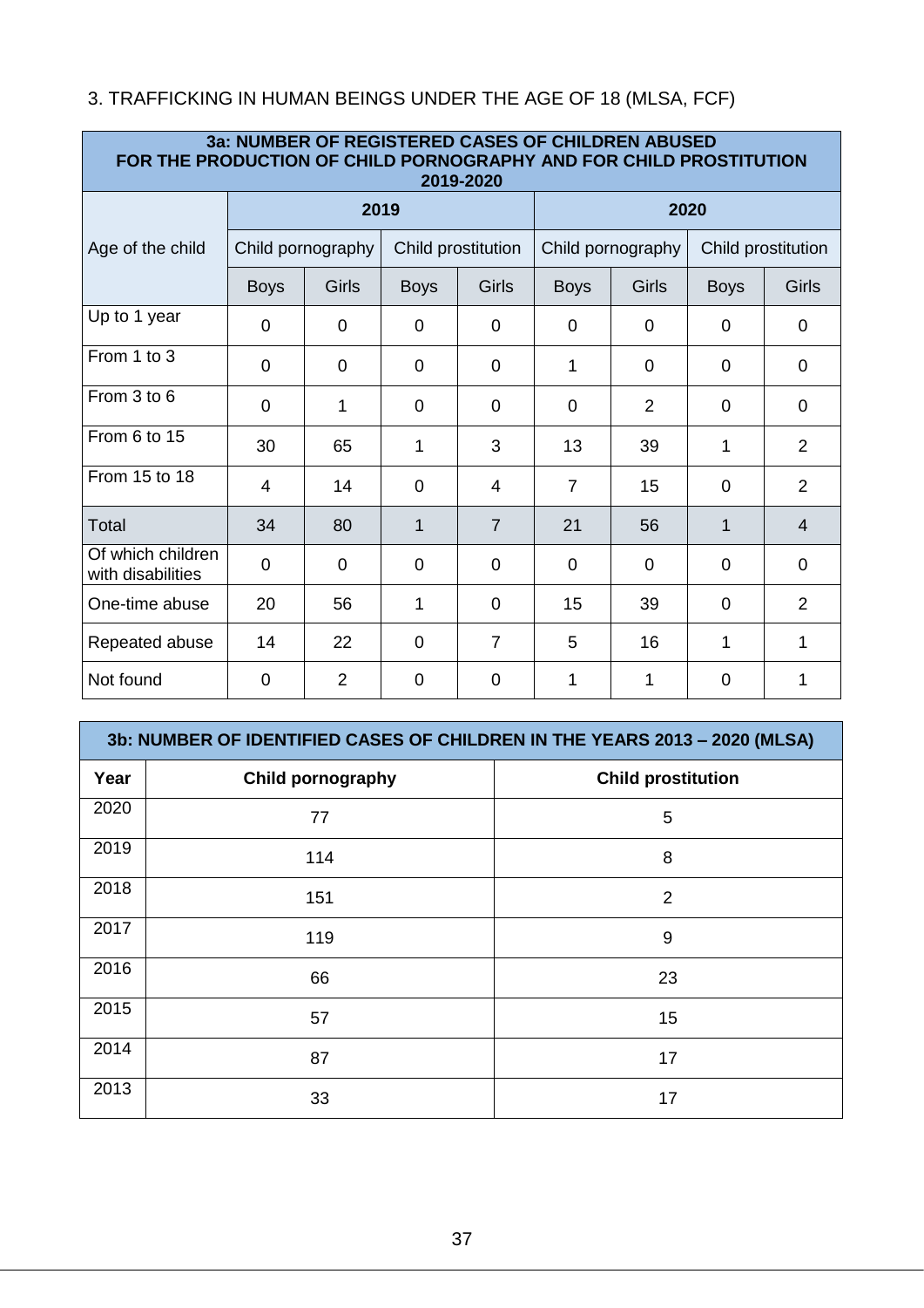3. TRAFFICKING IN HUMAN BEINGS UNDER THE AGE OF 18 (MLSA, FCF)

| **3a: NUMBER OF REGISTERED CASES OF CHILDREN ABUSED FOR THE PRODUCTION OF CHILD PORNOGRAPHY AND FOR CHILD PROSTITUTION 2019-2020** | | | | | | | | |
|---|---|---|---|---|---|---|---|---|
| Age of the child | **2019** | | | | **2020** | | | |
| | Child pornography | | Child prostitution | | Child pornography | | Child prostitution | |
| | Boys | Girls | Boys | Girls | Boys | Girls | Boys | Girls |
| Up to 1 year | 0 | 0 | 0 | 0 | 0 | 0 | 0 | 0 |
| From 1 to 3 | 0 | 0 | 0 | 0 | 1 | 0 | 0 | 0 |
| From 3 to 6 | 0 | 1 | 0 | 0 | 0 | 2 | 0 | 0 |
| From 6 to 15 | 30 | 65 | 1 | 3 | 13 | 39 | 1 | 2 |
| From 15 to 18 | 4 | 14 | 0 | 4 | 7 | 15 | 0 | 2 |
| Total | 34 | 80 | 1 | 7 | 21 | 56 | 1 | 4 |
| Of which children with disabilities | 0 | 0 | 0 | 0 | 0 | 0 | 0 | 0 |
| One-time abuse | 20 | 56 | 1 | 0 | 15 | 39 | 0 | 2 |
| Repeated abuse | 14 | 22 | 0 | 7 | 5 | 16 | 1 | 1 |
| Not found | 0 | 2 | 0 | 0 | 1 | 1 | 0 | 1 |

| **3b: NUMBER OF IDENTIFIED CASES OF CHILDREN IN THE YEARS 2013 – 2020 (MLSA)** | | |
|---|---|---|
| **Year** | **Child pornography** | **Child prostitution** |
| 2020 | 77 | 5 |
| 2019 | 114 | 8 |
| 2018 | 151 | 2 |
| 2017 | 119 | 9 |
| 2016 | 66 | 23 |
| 2015 | 57 | 15 |
| 2014 | 87 | 17 |
| 2013 | 33 | 17 |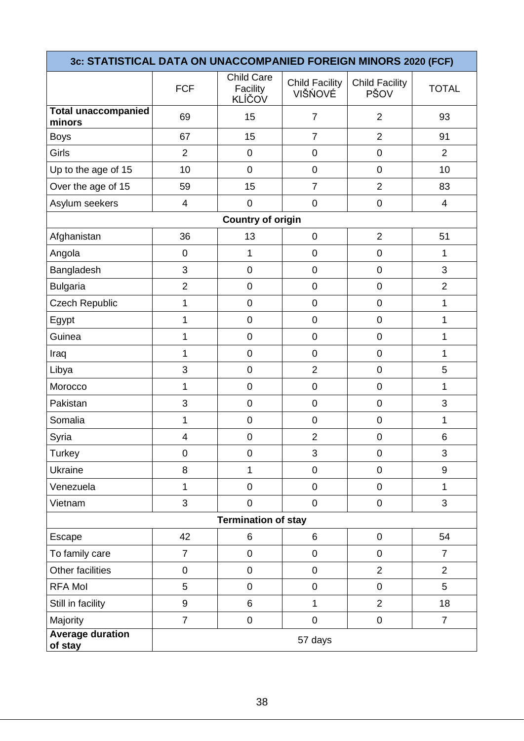| 3c: STATISTICAL DATA ON UNACCOMPANIED FOREIGN MINORS 2020 (FCF) | | | | | |
|---|---|---|---|---|---|
| | FCF | Child Care Facility KLÍČOV | Child Facility VIŠŇOVÉ | Child Facility PŠOV | TOTAL |
| **Total unaccompanied minors** | 69 | 15 | 7 | 2 | 93 |
| Boys | 67 | 15 | 7 | 2 | 91 |
| Girls | 2 | 0 | 0 | 0 | 2 |
| Up to the age of 15 | 10 | 0 | 0 | 0 | 10 |
| Over the age of 15 | 59 | 15 | 7 | 2 | 83 |
| Asylum seekers | 4 | 0 | 0 | 0 | 4 |
| **Country of origin** | | | | | |
| Afghanistan | 36 | 13 | 0 | 2 | 51 |
| Angola | 0 | 1 | 0 | 0 | 1 |
| Bangladesh | 3 | 0 | 0 | 0 | 3 |
| Bulgaria | 2 | 0 | 0 | 0 | 2 |
| Czech Republic | 1 | 0 | 0 | 0 | 1 |
| Egypt | 1 | 0 | 0 | 0 | 1 |
| Guinea | 1 | 0 | 0 | 0 | 1 |
| Iraq | 1 | 0 | 0 | 0 | 1 |
| Libya | 3 | 0 | 2 | 0 | 5 |
| Morocco | 1 | 0 | 0 | 0 | 1 |
| Pakistan | 3 | 0 | 0 | 0 | 3 |
| Somalia | 1 | 0 | 0 | 0 | 1 |
| Syria | 4 | 0 | 2 | 0 | 6 |
| Turkey | 0 | 0 | 3 | 0 | 3 |
| Ukraine | 8 | 1 | 0 | 0 | 9 |
| Venezuela | 1 | 0 | 0 | 0 | 1 |
| Vietnam | 3 | 0 | 0 | 0 | 3 |
| **Termination of stay** | | | | | |
| Escape | 42 | 6 | 6 | 0 | 54 |
| To family care | 7 | 0 | 0 | 0 | 7 |
| Other facilities | 0 | 0 | 0 | 2 | 2 |
| RFA MoI | 5 | 0 | 0 | 0 | 5 |
| Still in facility | 9 | 6 | 1 | 2 | 18 |
| Majority | 7 | 0 | 0 | 0 | 7 |
| **Average duration of stay** | 57 days | | | | |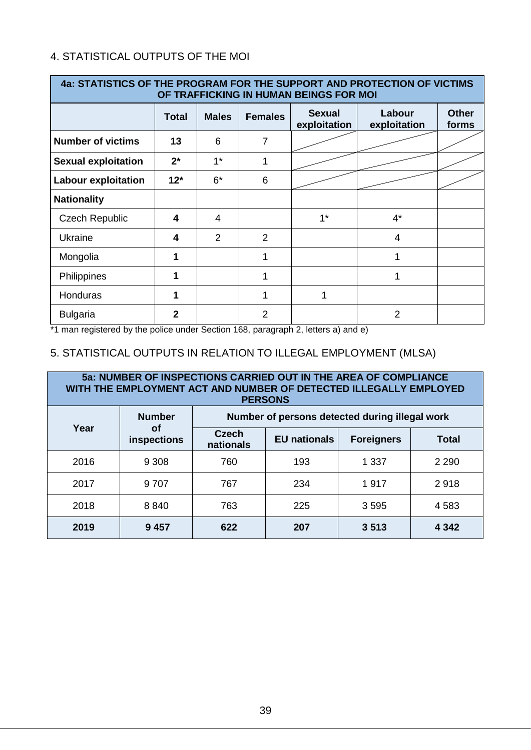## 4. STATISTICAL OUTPUTS OF THE MOI

| 4a: STATISTICS OF THE PROGRAM FOR THE SUPPORT AND PROTECTION OF VICTIMS OF TRAFFICKING IN HUMAN BEINGS FOR MOI | | | | | | |
|---|---|---|---|---|---|---|
| | **Total** | **Males** | **Females** | **Sexual exploitation** | **Labour exploitation** | **Other forms** |
| **Number of victims** | **13** | 6 | 7 | | | |
| **Sexual exploitation** | **2*** | 1* | 1 | | | |
| **Labour exploitation** | **12*** | 6* | 6 | | | |
| **Nationality** | | | | | | |
| Czech Republic | **4** | 4 | | 1* | 4* | |
| Ukraine | **4** | 2 | 2 | | 4 | |
| Mongolia | **1** | | 1 | | 1 | |
| Philippines | **1** | | 1 | | 1 | |
| Honduras | **1** | | 1 | 1 | | |
| Bulgaria | **2** | | 2 | | 2 | |

*1 man registered by the police under Section 168, paragraph 2, letters a) and e)

## 5. STATISTICAL OUTPUTS IN RELATION TO ILLEGAL EMPLOYMENT (MLSA)

| 5a: NUMBER OF INSPECTIONS CARRIED OUT IN THE AREA OF COMPLIANCE WITH THE EMPLOYMENT ACT AND NUMBER OF DETECTED ILLEGALLY EMPLOYED PERSONS | | | | | |
|---|---|---|---|---|---|
| **Year** | **Number of inspections** | **Number of persons detected during illegal work** | | | |
| | | **Czech nationals** | **EU nationals** | **Foreigners** | **Total** |
| 2016 | 9 308 | 760 | 193 | 1 337 | 2 290 |
| 2017 | 9 707 | 767 | 234 | 1 917 | 2 918 |
| 2018 | 8 840 | 763 | 225 | 3 595 | 4 583 |
| **2019** | **9 457** | **622** | **207** | **3 513** | **4 342** |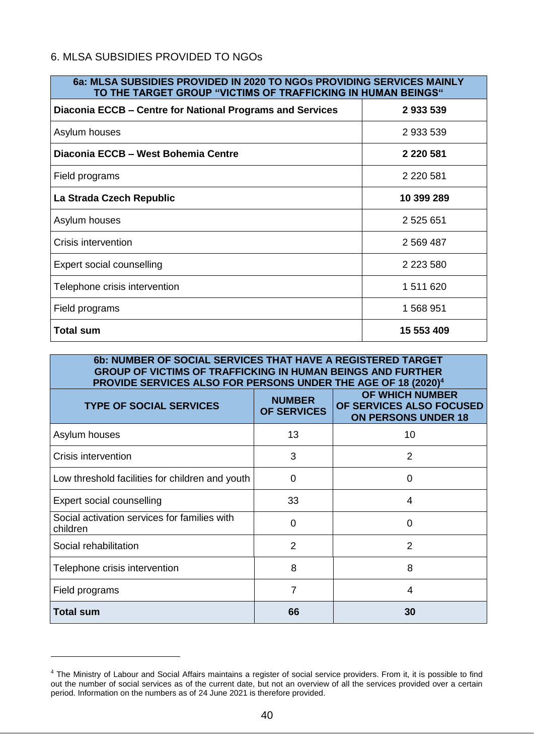## 6. MLSA SUBSIDIES PROVIDED TO NGOs

| 6a: MLSA SUBSIDIES PROVIDED IN 2020 TO NGOs PROVIDING SERVICES MAINLY TO THE TARGET GROUP "VICTIMS OF TRAFFICKING IN HUMAN BEINGS" | |
|---|---|
| **Diaconia ECCB – Centre for National Programs and Services** | **2 933 539** |
| Asylum houses | 2 933 539 |
| **Diaconia ECCB – West Bohemia Centre** | **2 220 581** |
| Field programs | 2 220 581 |
| **La Strada Czech Republic** | **10 399 289** |
| Asylum houses | 2 525 651 |
| Crisis intervention | 2 569 487 |
| Expert social counselling | 2 223 580 |
| Telephone crisis intervention | 1 511 620 |
| Field programs | 1 568 951 |
| **Total sum** | **15 553 409** |

**6b: NUMBER OF SOCIAL SERVICES THAT HAVE A REGISTERED TARGET GROUP OF VICTIMS OF TRAFFICKING IN HUMAN BEINGS AND FURTHER PROVIDE SERVICES ALSO FOR PERSONS UNDER THE AGE OF 18 (2020)[4]**

| TYPE OF SOCIAL SERVICES | NUMBER OF SERVICES | OF WHICH NUMBER OF SERVICES ALSO FOCUSED ON PERSONS UNDER 18 |
|---|---|---|
| Asylum houses | 13 | 10 |
| Crisis intervention | 3 | 2 |
| Low threshold facilities for children and youth | 0 | 0 |
| Expert social counselling | 33 | 4 |
| Social activation services for families with children | 0 | 0 |
| Social rehabilitation | 2 | 2 |
| Telephone crisis intervention | 8 | 8 |
| Field programs | 7 | 4 |
| **Total sum** | **66** | **30** |

[4] The Ministry of Labour and Social Affairs maintains a register of social service providers. From it, it is possible to find out the number of social services as of the current date, but not an overview of all the services provided over a certain period. Information on the numbers as of 24 June 2021 is therefore provided.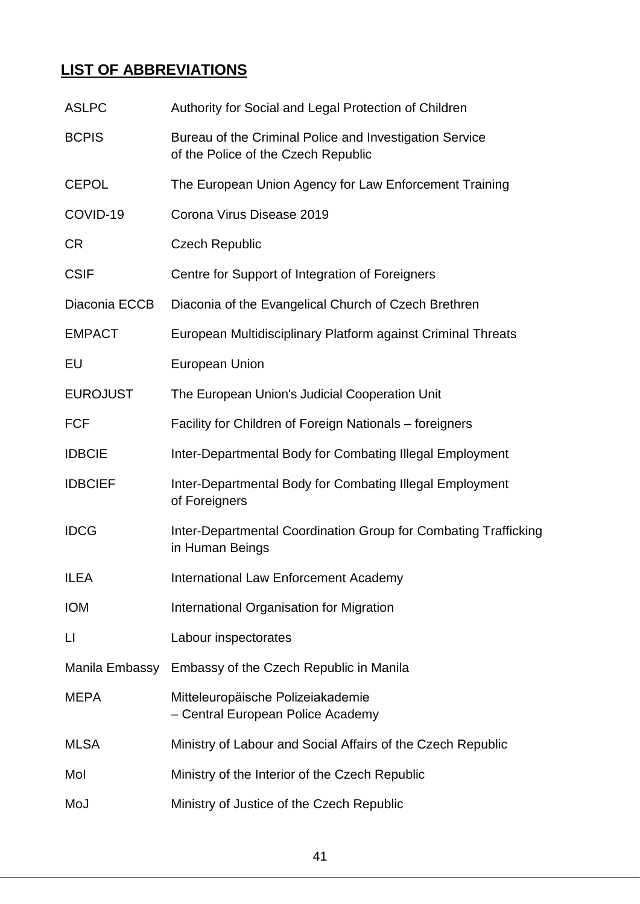## LIST OF ABBREVIATIONS

| | |
|---|---|
| ASLPC | Authority for Social and Legal Protection of Children |
| BCPIS | Bureau of the Criminal Police and Investigation Service of the Police of the Czech Republic |
| CEPOL | The European Union Agency for Law Enforcement Training |
| COVID-19 | Corona Virus Disease 2019 |
| CR | Czech Republic |
| CSIF | Centre for Support of Integration of Foreigners |
| Diaconia ECCB | Diaconia of the Evangelical Church of Czech Brethren |
| EMPACT | European Multidisciplinary Platform against Criminal Threats |
| EU | European Union |
| EUROJUST | The European Union's Judicial Cooperation Unit |
| FCF | Facility for Children of Foreign Nationals – foreigners |
| IDBCIE | Inter-Departmental Body for Combating Illegal Employment |
| IDBCIEF | Inter-Departmental Body for Combating Illegal Employment of Foreigners |
| IDCG | Inter-Departmental Coordination Group for Combating Trafficking in Human Beings |
| ILEA | International Law Enforcement Academy |
| IOM | International Organisation for Migration |
| LI | Labour inspectorates |
| Manila Embassy | Embassy of the Czech Republic in Manila |
| MEPA | Mitteleuropäische Polizeiakademie – Central European Police Academy |
| MLSA | Ministry of Labour and Social Affairs of the Czech Republic |
| MoI | Ministry of the Interior of the Czech Republic |
| MoJ | Ministry of Justice of the Czech Republic |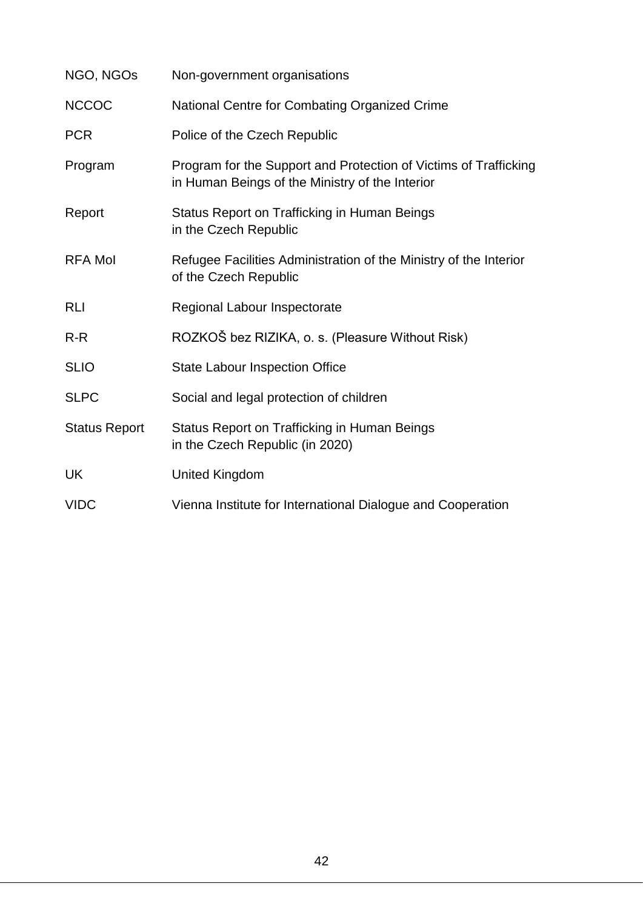| | |
|---|---|
| NGO, NGOs | Non-government organisations |
| NCCOC | National Centre for Combating Organized Crime |
| PCR | Police of the Czech Republic |
| Program | Program for the Support and Protection of Victims of Trafficking in Human Beings of the Ministry of the Interior |
| Report | Status Report on Trafficking in Human Beings in the Czech Republic |
| RFA MoI | Refugee Facilities Administration of the Ministry of the Interior of the Czech Republic |
| RLI | Regional Labour Inspectorate |
| R-R | ROZKOŠ bez RIZIKA, o. s. (Pleasure Without Risk) |
| SLIO | State Labour Inspection Office |
| SLPC | Social and legal protection of children |
| Status Report | Status Report on Trafficking in Human Beings in the Czech Republic (in 2020) |
| UK | United Kingdom |
| VIDC | Vienna Institute for International Dialogue and Cooperation |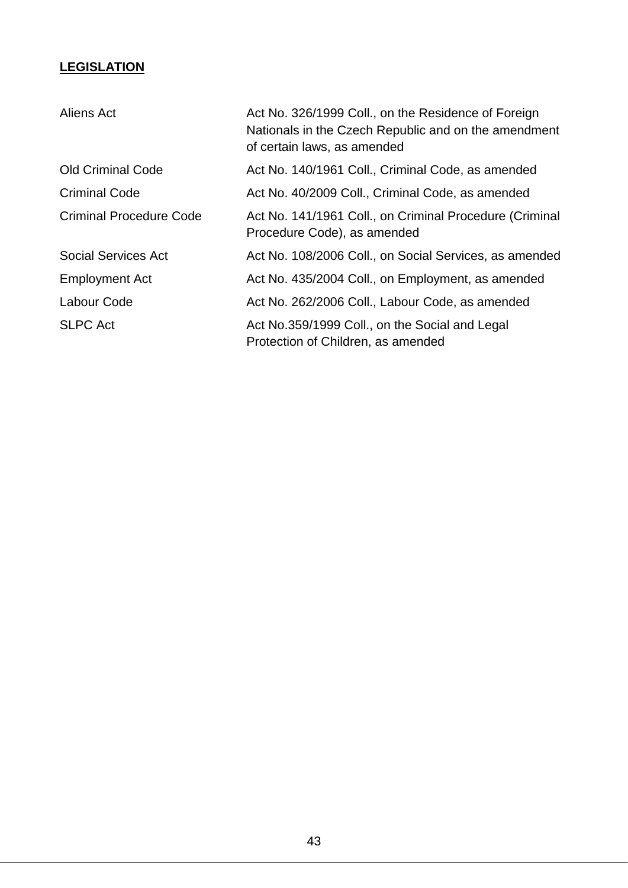## LEGISLATION

| | |
|---|---|
| Aliens Act | Act No. 326/1999 Coll., on the Residence of Foreign Nationals in the Czech Republic and on the amendment of certain laws, as amended |
| Old Criminal Code | Act No. 140/1961 Coll., Criminal Code, as amended |
| Criminal Code | Act No. 40/2009 Coll., Criminal Code, as amended |
| Criminal Procedure Code | Act No. 141/1961 Coll., on Criminal Procedure (Criminal Procedure Code), as amended |
| Social Services Act | Act No. 108/2006 Coll., on Social Services, as amended |
| Employment Act | Act No. 435/2004 Coll., on Employment, as amended |
| Labour Code | Act No. 262/2006 Coll., Labour Code, as amended |
| SLPC Act | Act No.359/1999 Coll., on the Social and Legal Protection of Children, as amended |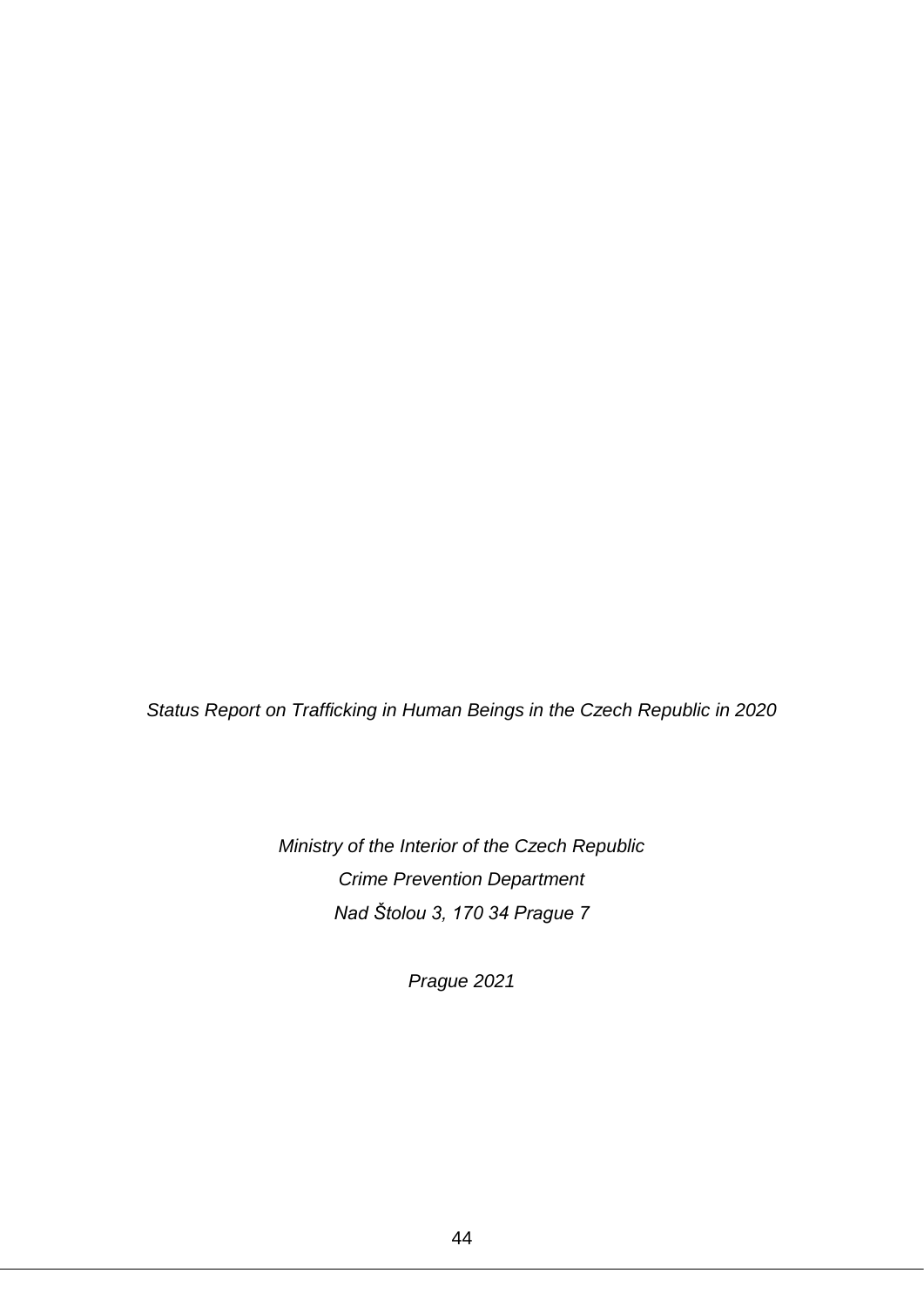*Status Report on Trafficking in Human Beings in the Czech Republic in 2020*

*Ministry of the Interior of the Czech Republic*

*Crime Prevention Department*

*Nad Štolou 3, 170 34 Prague 7*

*Prague 2021*